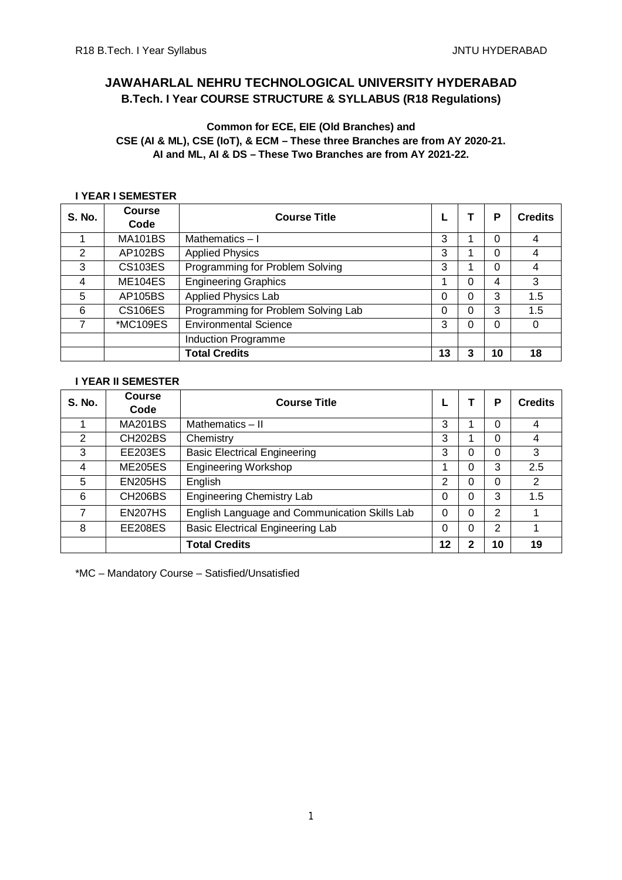# JAWAHARLAL NEHRU TECHNOLOGICAL UNIVERSITY HYDERABAD

## B.Tech. I Year COURSE STRUCTURE & SYLLABUS (R18 Regulations)

**Common for ECE, EIE (Old Branches) and**
**CSE (AI & ML), CSE (IoT), & ECM – These three Branches are from AY 2020-21.**
**AI and ML, AI & DS – These Two Branches are from AY 2021-22.**

### I YEAR I SEMESTER

| S. No. | Course Code | Course Title | L | T | P | Credits |
|---|---|---|---|---|---|---|
| 1 | MA101BS | Mathematics – I | 3 | 1 | 0 | 4 |
| 2 | AP102BS | Applied Physics | 3 | 1 | 0 | 4 |
| 3 | CS103ES | Programming for Problem Solving | 3 | 1 | 0 | 4 |
| 4 | ME104ES | Engineering Graphics | 1 | 0 | 4 | 3 |
| 5 | AP105BS | Applied Physics Lab | 0 | 0 | 3 | 1.5 |
| 6 | CS106ES | Programming for Problem Solving Lab | 0 | 0 | 3 | 1.5 |
| 7 | *MC109ES | Environmental Science | 3 | 0 | 0 | 0 |
| | | Induction Programme | | | | |
| | | **Total Credits** | **13** | **3** | **10** | **18** |

### I YEAR II SEMESTER

| S. No. | Course Code | Course Title | L | T | P | Credits |
|---|---|---|---|---|---|---|
| 1 | MA201BS | Mathematics – II | 3 | 1 | 0 | 4 |
| 2 | CH202BS | Chemistry | 3 | 1 | 0 | 4 |
| 3 | EE203ES | Basic Electrical Engineering | 3 | 0 | 0 | 3 |
| 4 | ME205ES | Engineering Workshop | 1 | 0 | 3 | 2.5 |
| 5 | EN205HS | English | 2 | 0 | 0 | 2 |
| 6 | CH206BS | Engineering Chemistry Lab | 0 | 0 | 3 | 1.5 |
| 7 | EN207HS | English Language and Communication Skills Lab | 0 | 0 | 2 | 1 |
| 8 | EE208ES | Basic Electrical Engineering Lab | 0 | 0 | 2 | 1 |
| | | **Total Credits** | **12** | **2** | **10** | **19** |

*MC – Mandatory Course – Satisfied/Unsatisfied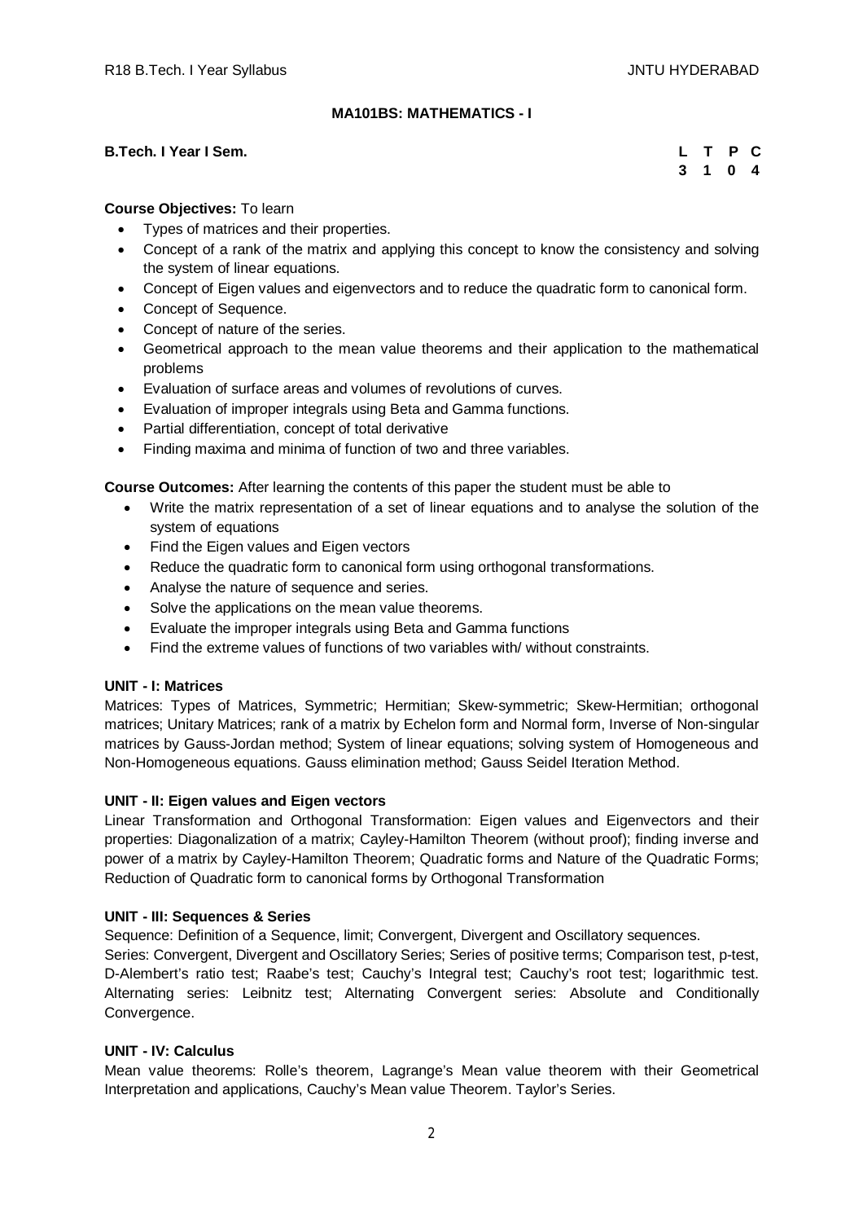## MA101BS: MATHEMATICS - I

**B.Tech. I Year I Sem.**

| L | T | P | C |
|---|---|---|---|
| 3 | 1 | 0 | 4 |

**Course Objectives:** To learn

- Types of matrices and their properties.
- Concept of a rank of the matrix and applying this concept to know the consistency and solving the system of linear equations.
- Concept of Eigen values and eigenvectors and to reduce the quadratic form to canonical form.
- Concept of Sequence.
- Concept of nature of the series.
- Geometrical approach to the mean value theorems and their application to the mathematical problems
- Evaluation of surface areas and volumes of revolutions of curves.
- Evaluation of improper integrals using Beta and Gamma functions.
- Partial differentiation, concept of total derivative
- Finding maxima and minima of function of two and three variables.

**Course Outcomes:** After learning the contents of this paper the student must be able to

- Write the matrix representation of a set of linear equations and to analyse the solution of the system of equations
- Find the Eigen values and Eigen vectors
- Reduce the quadratic form to canonical form using orthogonal transformations.
- Analyse the nature of sequence and series.
- Solve the applications on the mean value theorems.
- Evaluate the improper integrals using Beta and Gamma functions
- Find the extreme values of functions of two variables with/ without constraints.

**UNIT - I: Matrices**

Matrices: Types of Matrices, Symmetric; Hermitian; Skew-symmetric; Skew-Hermitian; orthogonal matrices; Unitary Matrices; rank of a matrix by Echelon form and Normal form, Inverse of Non-singular matrices by Gauss-Jordan method; System of linear equations; solving system of Homogeneous and Non-Homogeneous equations. Gauss elimination method; Gauss Seidel Iteration Method.

**UNIT - II: Eigen values and Eigen vectors**

Linear Transformation and Orthogonal Transformation: Eigen values and Eigenvectors and their properties: Diagonalization of a matrix; Cayley-Hamilton Theorem (without proof); finding inverse and power of a matrix by Cayley-Hamilton Theorem; Quadratic forms and Nature of the Quadratic Forms; Reduction of Quadratic form to canonical forms by Orthogonal Transformation

**UNIT - III: Sequences & Series**

Sequence: Definition of a Sequence, limit; Convergent, Divergent and Oscillatory sequences.

Series: Convergent, Divergent and Oscillatory Series; Series of positive terms; Comparison test, p-test, D-Alembert's ratio test; Raabe's test; Cauchy's Integral test; Cauchy's root test; logarithmic test. Alternating series: Leibnitz test; Alternating Convergent series: Absolute and Conditionally Convergence.

**UNIT - IV: Calculus**

Mean value theorems: Rolle's theorem, Lagrange's Mean value theorem with their Geometrical Interpretation and applications, Cauchy's Mean value Theorem. Taylor's Series.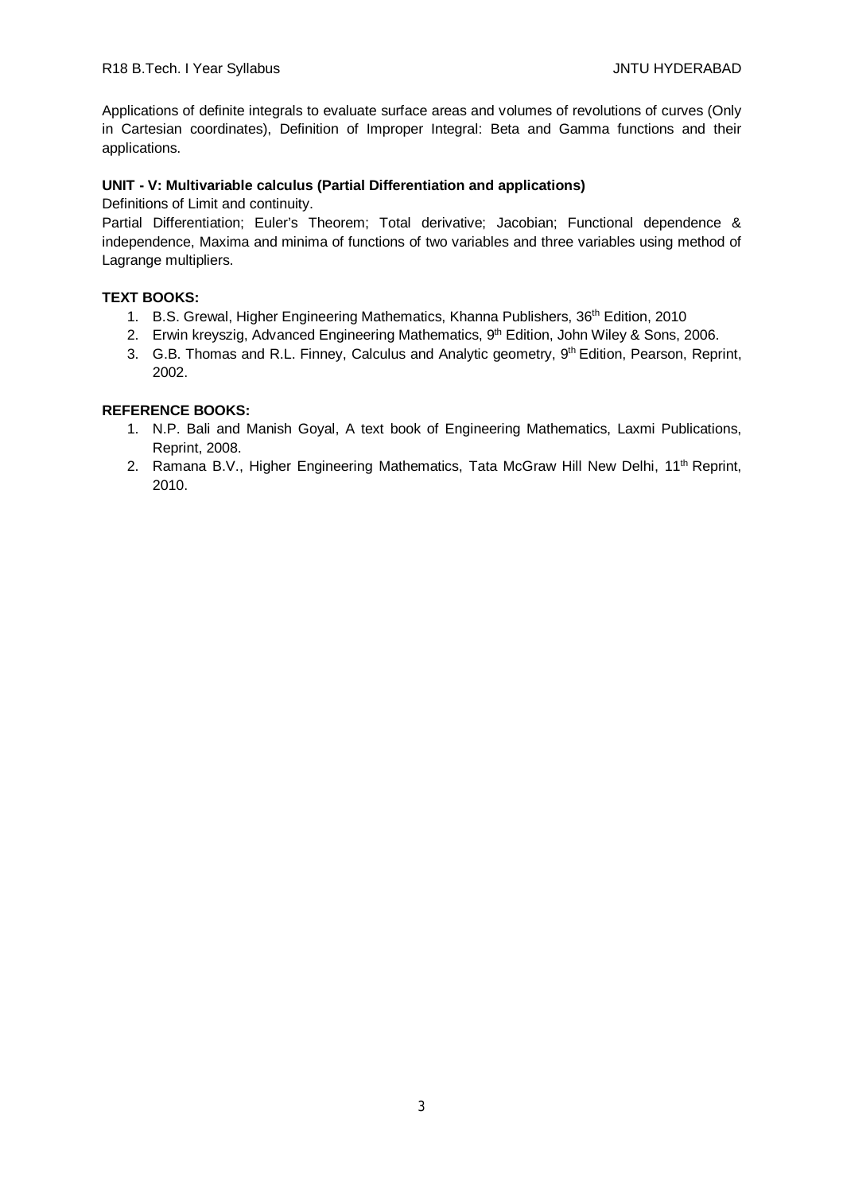Applications of definite integrals to evaluate surface areas and volumes of revolutions of curves (Only in Cartesian coordinates), Definition of Improper Integral: Beta and Gamma functions and their applications.

**UNIT - V: Multivariable calculus (Partial Differentiation and applications)**

Definitions of Limit and continuity.

Partial Differentiation; Euler's Theorem; Total derivative; Jacobian; Functional dependence & independence, Maxima and minima of functions of two variables and three variables using method of Lagrange multipliers.

**TEXT BOOKS:**

1. B.S. Grewal, Higher Engineering Mathematics, Khanna Publishers, 36th Edition, 2010
2. Erwin kreyszig, Advanced Engineering Mathematics, 9th Edition, John Wiley & Sons, 2006.
3. G.B. Thomas and R.L. Finney, Calculus and Analytic geometry, 9th Edition, Pearson, Reprint, 2002.

**REFERENCE BOOKS:**

1. N.P. Bali and Manish Goyal, A text book of Engineering Mathematics, Laxmi Publications, Reprint, 2008.
2. Ramana B.V., Higher Engineering Mathematics, Tata McGraw Hill New Delhi, 11th Reprint, 2010.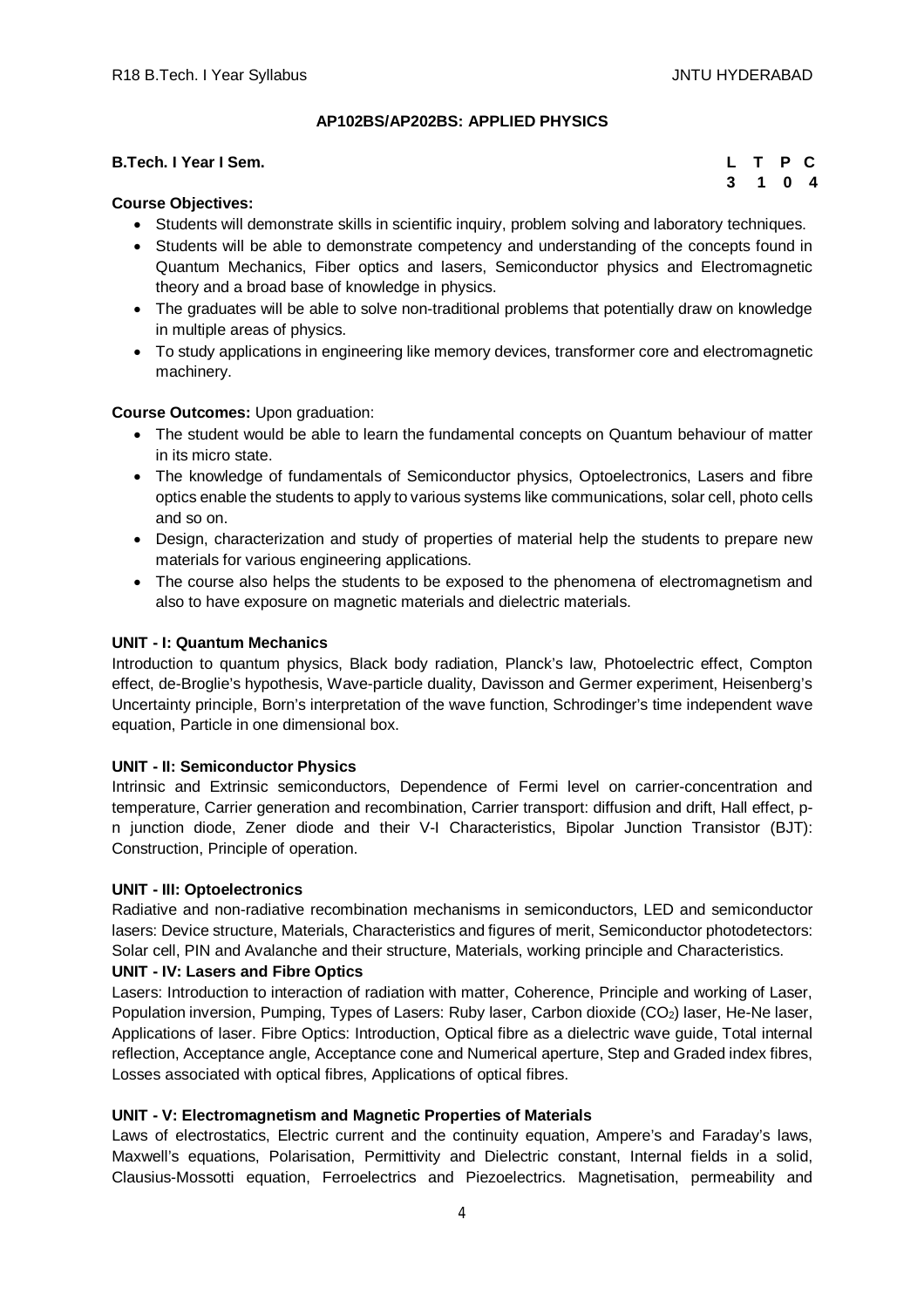## AP102BS/AP202BS: APPLIED PHYSICS

**B.Tech. I Year I Sem.**

| L | T | P | C |
|---|---|---|---|
| 3 | 1 | 0 | 4 |

**Course Objectives:**

- Students will demonstrate skills in scientific inquiry, problem solving and laboratory techniques.
- Students will be able to demonstrate competency and understanding of the concepts found in Quantum Mechanics, Fiber optics and lasers, Semiconductor physics and Electromagnetic theory and a broad base of knowledge in physics.
- The graduates will be able to solve non-traditional problems that potentially draw on knowledge in multiple areas of physics.
- To study applications in engineering like memory devices, transformer core and electromagnetic machinery.

**Course Outcomes:** Upon graduation:

- The student would be able to learn the fundamental concepts on Quantum behaviour of matter in its micro state.
- The knowledge of fundamentals of Semiconductor physics, Optoelectronics, Lasers and fibre optics enable the students to apply to various systems like communications, solar cell, photo cells and so on.
- Design, characterization and study of properties of material help the students to prepare new materials for various engineering applications.
- The course also helps the students to be exposed to the phenomena of electromagnetism and also to have exposure on magnetic materials and dielectric materials.

**UNIT - I: Quantum Mechanics**

Introduction to quantum physics, Black body radiation, Planck's law, Photoelectric effect, Compton effect, de-Broglie's hypothesis, Wave-particle duality, Davisson and Germer experiment, Heisenberg's Uncertainty principle, Born's interpretation of the wave function, Schrodinger's time independent wave equation, Particle in one dimensional box.

**UNIT - II: Semiconductor Physics**

Intrinsic and Extrinsic semiconductors, Dependence of Fermi level on carrier-concentration and temperature, Carrier generation and recombination, Carrier transport: diffusion and drift, Hall effect, p-n junction diode, Zener diode and their V-I Characteristics, Bipolar Junction Transistor (BJT): Construction, Principle of operation.

**UNIT - III: Optoelectronics**

Radiative and non-radiative recombination mechanisms in semiconductors, LED and semiconductor lasers: Device structure, Materials, Characteristics and figures of merit, Semiconductor photodetectors: Solar cell, PIN and Avalanche and their structure, Materials, working principle and Characteristics.

**UNIT - IV: Lasers and Fibre Optics**

Lasers: Introduction to interaction of radiation with matter, Coherence, Principle and working of Laser, Population inversion, Pumping, Types of Lasers: Ruby laser, Carbon dioxide ($CO_2$) laser, He-Ne laser, Applications of laser. Fibre Optics: Introduction, Optical fibre as a dielectric wave guide, Total internal reflection, Acceptance angle, Acceptance cone and Numerical aperture, Step and Graded index fibres, Losses associated with optical fibres, Applications of optical fibres.

**UNIT - V: Electromagnetism and Magnetic Properties of Materials**

Laws of electrostatics, Electric current and the continuity equation, Ampere's and Faraday's laws, Maxwell's equations, Polarisation, Permittivity and Dielectric constant, Internal fields in a solid, Clausius-Mossotti equation, Ferroelectrics and Piezoelectrics. Magnetisation, permeability and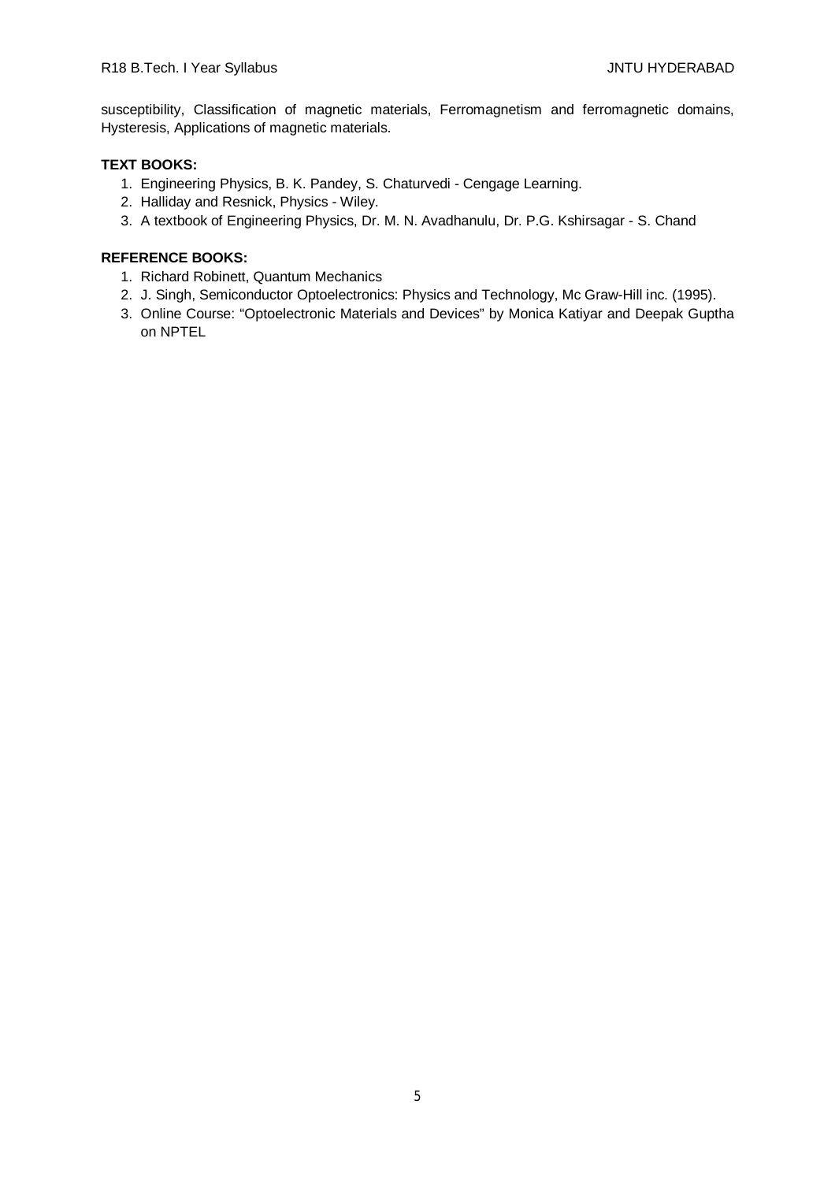susceptibility, Classification of magnetic materials, Ferromagnetism and ferromagnetic domains, Hysteresis, Applications of magnetic materials.

**TEXT BOOKS:**

1. Engineering Physics, B. K. Pandey, S. Chaturvedi - Cengage Learning.
2. Halliday and Resnick, Physics - Wiley.
3. A textbook of Engineering Physics, Dr. M. N. Avadhanulu, Dr. P.G. Kshirsagar - S. Chand

**REFERENCE BOOKS:**

1. Richard Robinett, Quantum Mechanics
2. J. Singh, Semiconductor Optoelectronics: Physics and Technology, Mc Graw-Hill inc. (1995).
3. Online Course: "Optoelectronic Materials and Devices" by Monica Katiyar and Deepak Guptha on NPTEL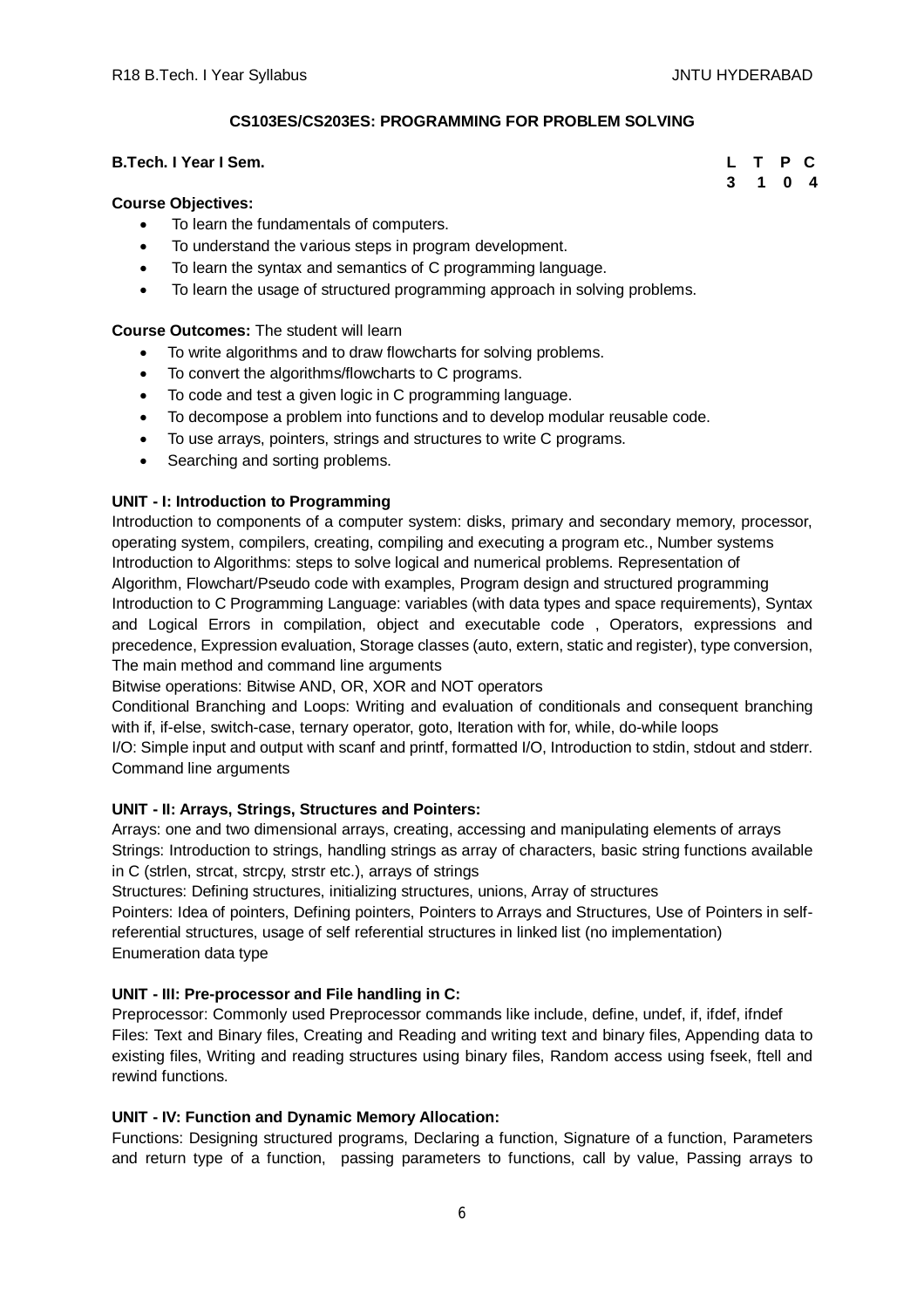## CS103ES/CS203ES: PROGRAMMING FOR PROBLEM SOLVING

**B.Tech. I Year I Sem.**

| L | T | P | C |
|---|---|---|---|
| 3 | 1 | 0 | 4 |

**Course Objectives:**

- To learn the fundamentals of computers.
- To understand the various steps in program development.
- To learn the syntax and semantics of C programming language.
- To learn the usage of structured programming approach in solving problems.

**Course Outcomes:** The student will learn

- To write algorithms and to draw flowcharts for solving problems.
- To convert the algorithms/flowcharts to C programs.
- To code and test a given logic in C programming language.
- To decompose a problem into functions and to develop modular reusable code.
- To use arrays, pointers, strings and structures to write C programs.
- Searching and sorting problems.

**UNIT - I: Introduction to Programming**

Introduction to components of a computer system: disks, primary and secondary memory, processor, operating system, compilers, creating, compiling and executing a program etc., Number systems

Introduction to Algorithms: steps to solve logical and numerical problems. Representation of Algorithm, Flowchart/Pseudo code with examples, Program design and structured programming

Introduction to C Programming Language: variables (with data types and space requirements), Syntax and Logical Errors in compilation, object and executable code , Operators, expressions and precedence, Expression evaluation, Storage classes (auto, extern, static and register), type conversion, The main method and command line arguments

Bitwise operations: Bitwise AND, OR, XOR and NOT operators

Conditional Branching and Loops: Writing and evaluation of conditionals and consequent branching with if, if-else, switch-case, ternary operator, goto, Iteration with for, while, do-while loops

I/O: Simple input and output with scanf and printf, formatted I/O, Introduction to stdin, stdout and stderr. Command line arguments

**UNIT - II: Arrays, Strings, Structures and Pointers:**

Arrays: one and two dimensional arrays, creating, accessing and manipulating elements of arrays

Strings: Introduction to strings, handling strings as array of characters, basic string functions available in C (strlen, strcat, strcpy, strstr etc.), arrays of strings

Structures: Defining structures, initializing structures, unions, Array of structures

Pointers: Idea of pointers, Defining pointers, Pointers to Arrays and Structures, Use of Pointers in self-referential structures, usage of self referential structures in linked list (no implementation)

Enumeration data type

**UNIT - III: Pre-processor and File handling in C:**

Preprocessor: Commonly used Preprocessor commands like include, define, undef, if, ifdef, ifndef

Files: Text and Binary files, Creating and Reading and writing text and binary files, Appending data to existing files, Writing and reading structures using binary files, Random access using fseek, ftell and rewind functions.

**UNIT - IV: Function and Dynamic Memory Allocation:**

Functions: Designing structured programs, Declaring a function, Signature of a function, Parameters and return type of a function, passing parameters to functions, call by value, Passing arrays to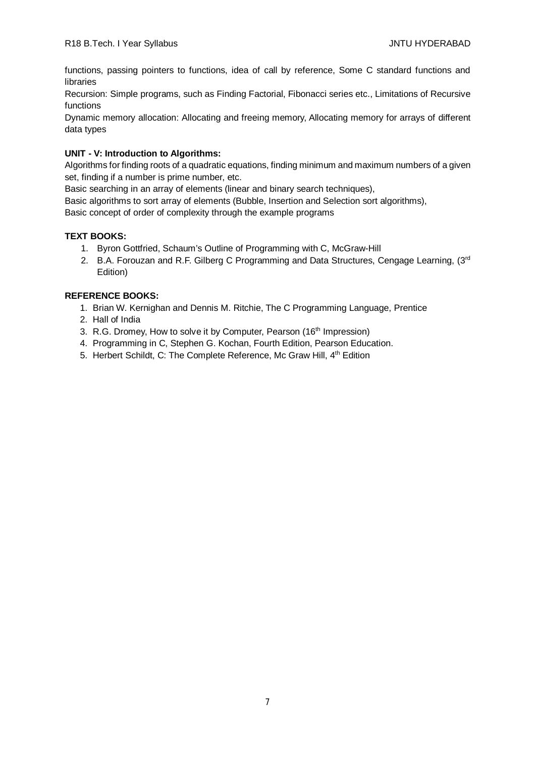functions, passing pointers to functions, idea of call by reference, Some C standard functions and libraries

Recursion: Simple programs, such as Finding Factorial, Fibonacci series etc., Limitations of Recursive functions

Dynamic memory allocation: Allocating and freeing memory, Allocating memory for arrays of different data types

**UNIT - V: Introduction to Algorithms:**

Algorithms for finding roots of a quadratic equations, finding minimum and maximum numbers of a given set, finding if a number is prime number, etc.

Basic searching in an array of elements (linear and binary search techniques),

Basic algorithms to sort array of elements (Bubble, Insertion and Selection sort algorithms),

Basic concept of order of complexity through the example programs

**TEXT BOOKS:**

1. Byron Gottfried, Schaum's Outline of Programming with C, McGraw-Hill
2. B.A. Forouzan and R.F. Gilberg C Programming and Data Structures, Cengage Learning, (3rd Edition)

**REFERENCE BOOKS:**

1. Brian W. Kernighan and Dennis M. Ritchie, The C Programming Language, Prentice
2. Hall of India
3. R.G. Dromey, How to solve it by Computer, Pearson (16th Impression)
4. Programming in C, Stephen G. Kochan, Fourth Edition, Pearson Education.
5. Herbert Schildt, C: The Complete Reference, Mc Graw Hill, 4th Edition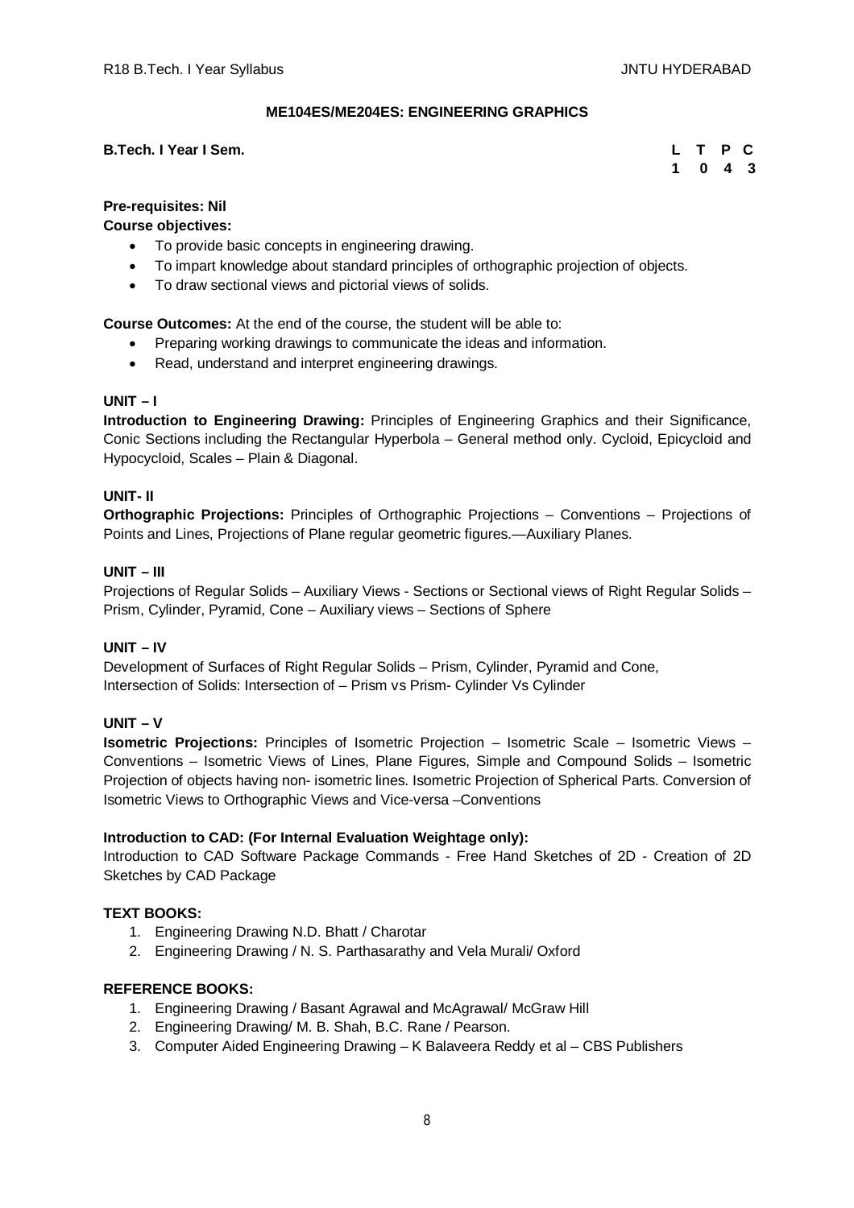## ME104ES/ME204ES: ENGINEERING GRAPHICS

**B.Tech. I Year I Sem.**

| L | T | P | C |
|---|---|---|---|
| 1 | 0 | 4 | 3 |

**Pre-requisites: Nil**

**Course objectives:**

- To provide basic concepts in engineering drawing.
- To impart knowledge about standard principles of orthographic projection of objects.
- To draw sectional views and pictorial views of solids.

**Course Outcomes:** At the end of the course, the student will be able to:

- Preparing working drawings to communicate the ideas and information.
- Read, understand and interpret engineering drawings.

### UNIT – I

**Introduction to Engineering Drawing:** Principles of Engineering Graphics and their Significance, Conic Sections including the Rectangular Hyperbola – General method only. Cycloid, Epicycloid and Hypocycloid, Scales – Plain & Diagonal.

### UNIT- II

**Orthographic Projections:** Principles of Orthographic Projections – Conventions – Projections of Points and Lines, Projections of Plane regular geometric figures.—Auxiliary Planes.

### UNIT – III

Projections of Regular Solids – Auxiliary Views - Sections or Sectional views of Right Regular Solids – Prism, Cylinder, Pyramid, Cone – Auxiliary views – Sections of Sphere

### UNIT – IV

Development of Surfaces of Right Regular Solids – Prism, Cylinder, Pyramid and Cone,
Intersection of Solids: Intersection of – Prism vs Prism- Cylinder Vs Cylinder

### UNIT – V

**Isometric Projections:** Principles of Isometric Projection – Isometric Scale – Isometric Views – Conventions – Isometric Views of Lines, Plane Figures, Simple and Compound Solids – Isometric Projection of objects having non- isometric lines. Isometric Projection of Spherical Parts. Conversion of Isometric Views to Orthographic Views and Vice-versa –Conventions

**Introduction to CAD: (For Internal Evaluation Weightage only):**

Introduction to CAD Software Package Commands - Free Hand Sketches of 2D - Creation of 2D Sketches by CAD Package

**TEXT BOOKS:**

1. Engineering Drawing N.D. Bhatt / Charotar
2. Engineering Drawing / N. S. Parthasarathy and Vela Murali/ Oxford

**REFERENCE BOOKS:**

1. Engineering Drawing / Basant Agrawal and McAgrawal/ McGraw Hill
2. Engineering Drawing/ M. B. Shah, B.C. Rane / Pearson.
3. Computer Aided Engineering Drawing – K Balaveera Reddy et al – CBS Publishers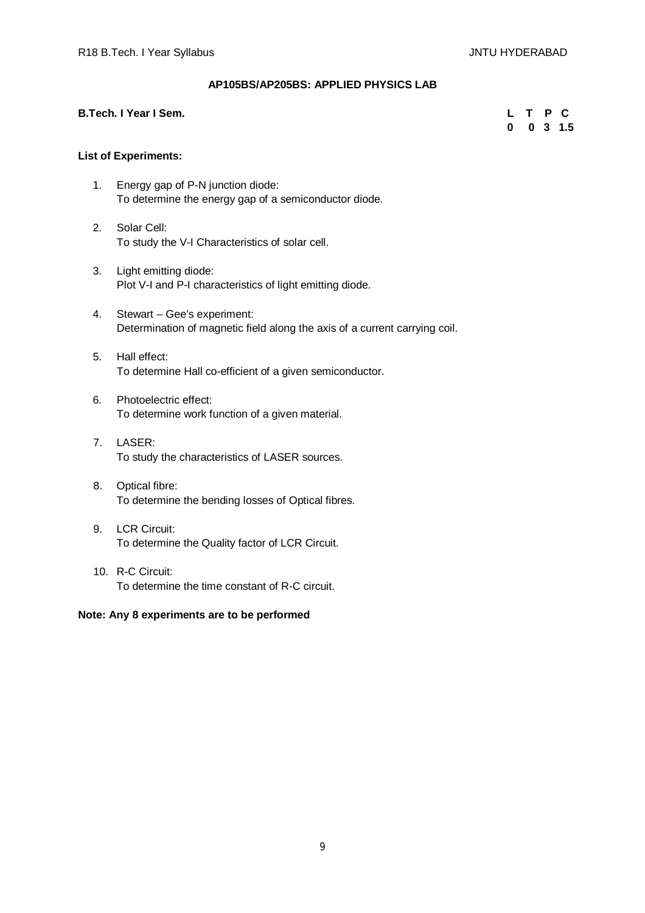## AP105BS/AP205BS: APPLIED PHYSICS LAB

**B.Tech. I Year I Sem.**

| L | T | P | C |
|---|---|---|---|
| 0 | 0 | 3 | 1.5 |

**List of Experiments:**

1. Energy gap of P-N junction diode:
   To determine the energy gap of a semiconductor diode.
2. Solar Cell:
   To study the V-I Characteristics of solar cell.
3. Light emitting diode:
   Plot V-I and P-I characteristics of light emitting diode.
4. Stewart – Gee's experiment:
   Determination of magnetic field along the axis of a current carrying coil.
5. Hall effect:
   To determine Hall co-efficient of a given semiconductor.
6. Photoelectric effect:
   To determine work function of a given material.
7. LASER:
   To study the characteristics of LASER sources.
8. Optical fibre:
   To determine the bending losses of Optical fibres.
9. LCR Circuit:
   To determine the Quality factor of LCR Circuit.
10. R-C Circuit:
    To determine the time constant of R-C circuit.

**Note: Any 8 experiments are to be performed**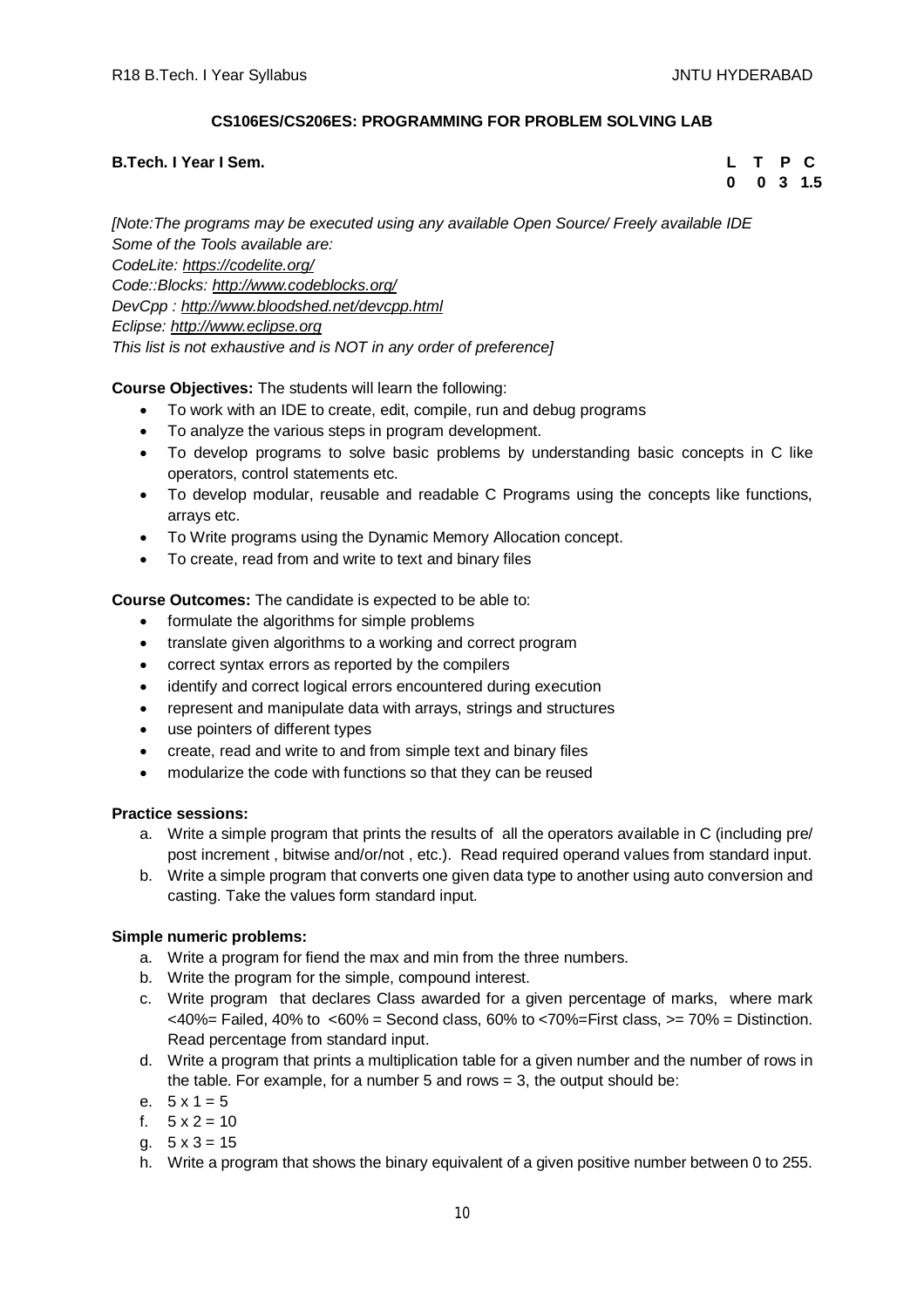## CS106ES/CS206ES: PROGRAMMING FOR PROBLEM SOLVING LAB

**B.Tech. I Year I Sem.**

| L | T | P | C |
|---|---|---|---|
| 0 | 0 | 3 | 1.5 |

*[Note:The programs may be executed using any available Open Source/ Freely available IDE*
*Some of the Tools available are:*
*CodeLite: https://codelite.org/*
*Code::Blocks: http://www.codeblocks.org/*
*DevCpp : http://www.bloodshed.net/devcpp.html*
*Eclipse: http://www.eclipse.org*
*This list is not exhaustive and is NOT in any order of preference]*

**Course Objectives:** The students will learn the following:

- To work with an IDE to create, edit, compile, run and debug programs
- To analyze the various steps in program development.
- To develop programs to solve basic problems by understanding basic concepts in C like operators, control statements etc.
- To develop modular, reusable and readable C Programs using the concepts like functions, arrays etc.
- To Write programs using the Dynamic Memory Allocation concept.
- To create, read from and write to text and binary files

**Course Outcomes:** The candidate is expected to be able to:

- formulate the algorithms for simple problems
- translate given algorithms to a working and correct program
- correct syntax errors as reported by the compilers
- identify and correct logical errors encountered during execution
- represent and manipulate data with arrays, strings and structures
- use pointers of different types
- create, read and write to and from simple text and binary files
- modularize the code with functions so that they can be reused

**Practice sessions:**

a. Write a simple program that prints the results of all the operators available in C (including pre/ post increment , bitwise and/or/not , etc.). Read required operand values from standard input.
b. Write a simple program that converts one given data type to another using auto conversion and casting. Take the values form standard input.

**Simple numeric problems:**

a. Write a program for fiend the max and min from the three numbers.
b. Write the program for the simple, compound interest.
c. Write program that declares Class awarded for a given percentage of marks, where mark <40%= Failed, 40% to <60% = Second class, 60% to <70%=First class, >= 70% = Distinction. Read percentage from standard input.
d. Write a program that prints a multiplication table for a given number and the number of rows in the table. For example, for a number 5 and rows = 3, the output should be:
e. 5 x 1 = 5
f. 5 x 2 = 10
g. 5 x 3 = 15
h. Write a program that shows the binary equivalent of a given positive number between 0 to 255.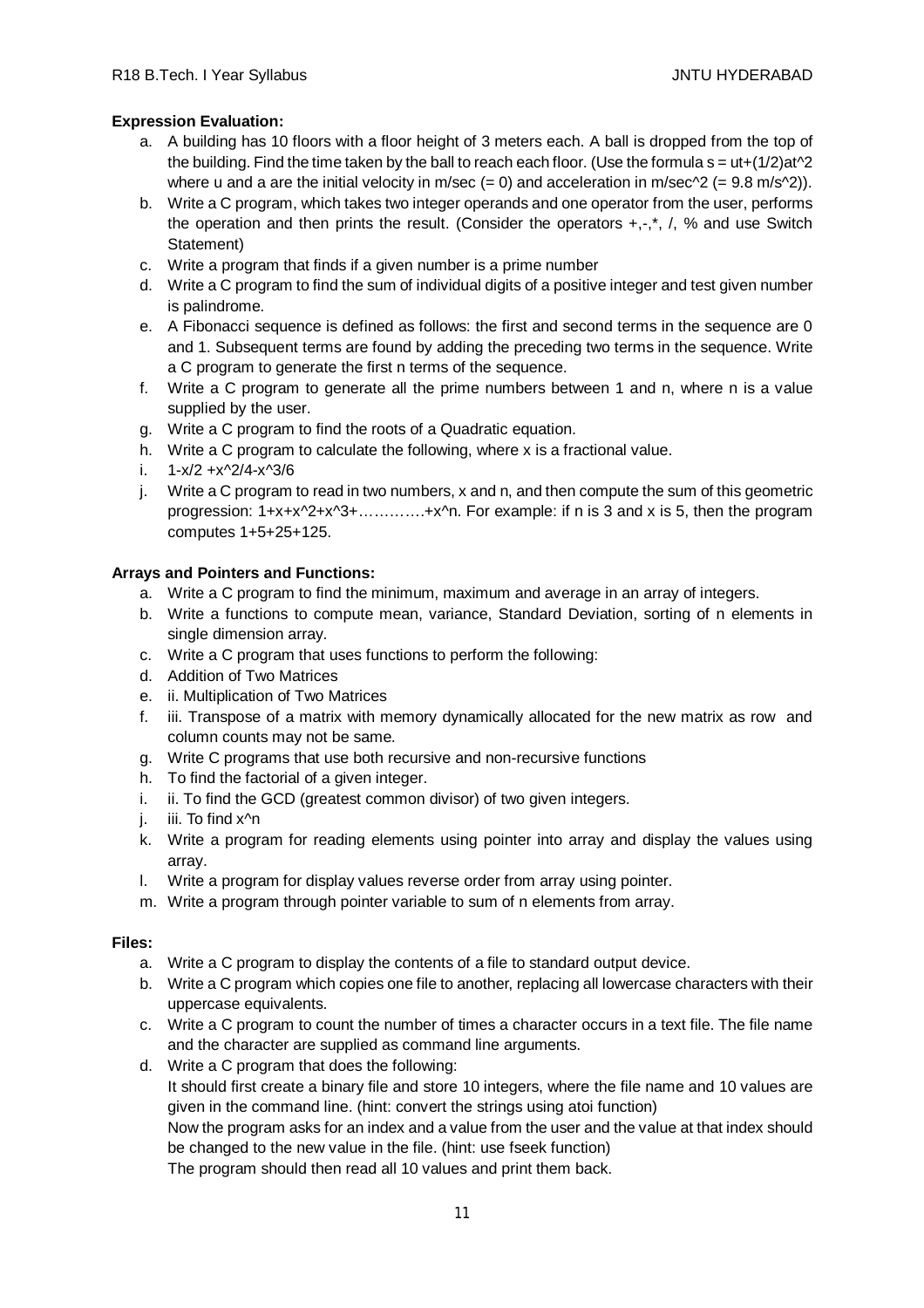**Expression Evaluation:**

a. A building has 10 floors with a floor height of 3 meters each. A ball is dropped from the top of the building. Find the time taken by the ball to reach each floor. (Use the formula $s = ut+(1/2)at^2$ where u and a are the initial velocity in m/sec (= 0) and acceleration in m/sec^2 (= 9.8 m/s^2)).
b. Write a C program, which takes two integer operands and one operator from the user, performs the operation and then prints the result. (Consider the operators +,-,*, /, % and use Switch Statement)
c. Write a program that finds if a given number is a prime number
d. Write a C program to find the sum of individual digits of a positive integer and test given number is palindrome.
e. A Fibonacci sequence is defined as follows: the first and second terms in the sequence are 0 and 1. Subsequent terms are found by adding the preceding two terms in the sequence. Write a C program to generate the first n terms of the sequence.
f. Write a C program to generate all the prime numbers between 1 and n, where n is a value supplied by the user.
g. Write a C program to find the roots of a Quadratic equation.
h. Write a C program to calculate the following, where x is a fractional value.
i. $1-x/2 +x^2/4-x^3/6$
j. Write a C program to read in two numbers, x and n, and then compute the sum of this geometric progression: $1+x+x^2+x^3+\ldots\ldots\ldots\ldots+x^n$. For example: if n is 3 and x is 5, then the program computes 1+5+25+125.

**Arrays and Pointers and Functions:**

a. Write a C program to find the minimum, maximum and average in an array of integers.
b. Write a functions to compute mean, variance, Standard Deviation, sorting of n elements in single dimension array.
c. Write a C program that uses functions to perform the following:
d. Addition of Two Matrices
e. ii. Multiplication of Two Matrices
f. iii. Transpose of a matrix with memory dynamically allocated for the new matrix as row and column counts may not be same.
g. Write C programs that use both recursive and non-recursive functions
h. To find the factorial of a given integer.
i. ii. To find the GCD (greatest common divisor) of two given integers.
j. iii. To find $x^n$
k. Write a program for reading elements using pointer into array and display the values using array.
l. Write a program for display values reverse order from array using pointer.
m. Write a program through pointer variable to sum of n elements from array.

**Files:**

a. Write a C program to display the contents of a file to standard output device.
b. Write a C program which copies one file to another, replacing all lowercase characters with their uppercase equivalents.
c. Write a C program to count the number of times a character occurs in a text file. The file name and the character are supplied as command line arguments.
d. Write a C program that does the following:
   It should first create a binary file and store 10 integers, where the file name and 10 values are given in the command line. (hint: convert the strings using atoi function)
   Now the program asks for an index and a value from the user and the value at that index should be changed to the new value in the file. (hint: use fseek function)
   The program should then read all 10 values and print them back.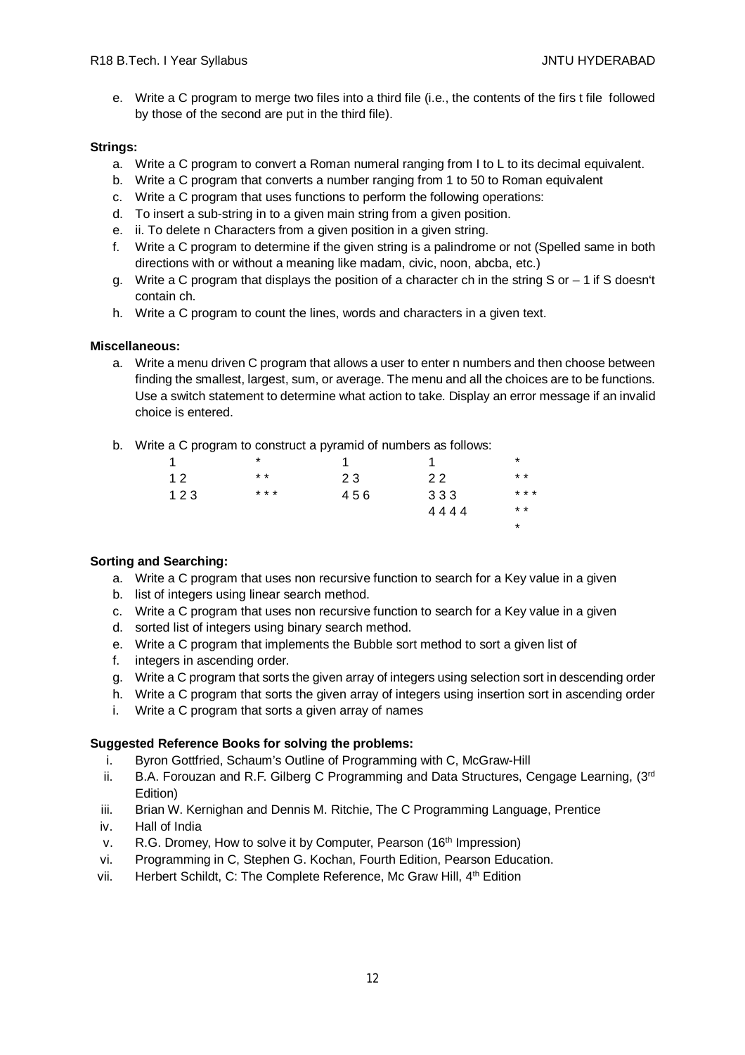e. Write a C program to merge two files into a third file (i.e., the contents of the firs t file followed by those of the second are put in the third file).

**Strings:**

a. Write a C program to convert a Roman numeral ranging from I to L to its decimal equivalent.
b. Write a C program that converts a number ranging from 1 to 50 to Roman equivalent
c. Write a C program that uses functions to perform the following operations:
d. To insert a sub-string in to a given main string from a given position.
e. ii. To delete n Characters from a given position in a given string.
f. Write a C program to determine if the given string is a palindrome or not (Spelled same in both directions with or without a meaning like madam, civic, noon, abcba, etc.)
g. Write a C program that displays the position of a character ch in the string S or – 1 if S doesn't contain ch.
h. Write a C program to count the lines, words and characters in a given text.

**Miscellaneous:**

a. Write a menu driven C program that allows a user to enter n numbers and then choose between finding the smallest, largest, sum, or average. The menu and all the choices are to be functions. Use a switch statement to determine what action to take. Display an error message if an invalid choice is entered.

b. Write a C program to construct a pyramid of numbers as follows:

```
1        *        1        1          *
1 2      * *      2 3      2 2        * *
1 2 3    * * *    4 5 6    3 3 3      * * *
                           4 4 4 4    * *
                                      *
```

**Sorting and Searching:**

a. Write a C program that uses non recursive function to search for a Key value in a given
b. list of integers using linear search method.
c. Write a C program that uses non recursive function to search for a Key value in a given
d. sorted list of integers using binary search method.
e. Write a C program that implements the Bubble sort method to sort a given list of
f. integers in ascending order.
g. Write a C program that sorts the given array of integers using selection sort in descending order
h. Write a C program that sorts the given array of integers using insertion sort in ascending order
i. Write a C program that sorts a given array of names

**Suggested Reference Books for solving the problems:**

i. Byron Gottfried, Schaum's Outline of Programming with C, McGraw-Hill
ii. B.A. Forouzan and R.F. Gilberg C Programming and Data Structures, Cengage Learning, (3rd Edition)
iii. Brian W. Kernighan and Dennis M. Ritchie, The C Programming Language, Prentice
iv. Hall of India
v. R.G. Dromey, How to solve it by Computer, Pearson (16th Impression)
vi. Programming in C, Stephen G. Kochan, Fourth Edition, Pearson Education.
vii. Herbert Schildt, C: The Complete Reference, Mc Graw Hill, 4th Edition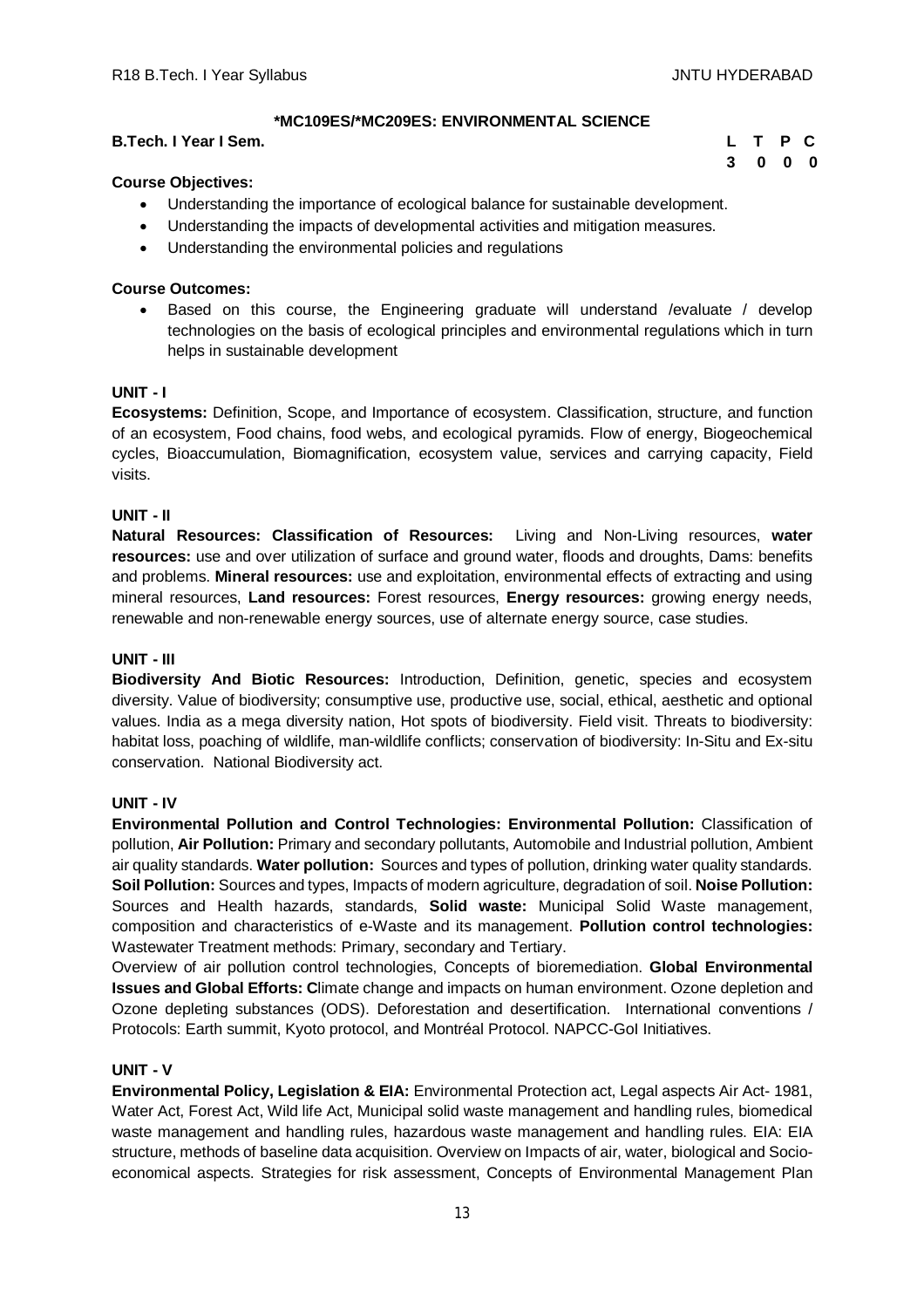## *MC109ES/*MC209ES: ENVIRONMENTAL SCIENCE

**B.Tech. I Year I Sem.**

| L | T | P | C |
|---|---|---|---|
| 3 | 0 | 0 | 0 |

**Course Objectives:**

- Understanding the importance of ecological balance for sustainable development.
- Understanding the impacts of developmental activities and mitigation measures.
- Understanding the environmental policies and regulations

**Course Outcomes:**

- Based on this course, the Engineering graduate will understand /evaluate / develop technologies on the basis of ecological principles and environmental regulations which in turn helps in sustainable development

### UNIT - I

**Ecosystems:** Definition, Scope, and Importance of ecosystem. Classification, structure, and function of an ecosystem, Food chains, food webs, and ecological pyramids. Flow of energy, Biogeochemical cycles, Bioaccumulation, Biomagnification, ecosystem value, services and carrying capacity, Field visits.

### UNIT - II

**Natural Resources: Classification of Resources:** Living and Non-Living resources, **water resources:** use and over utilization of surface and ground water, floods and droughts, Dams: benefits and problems. **Mineral resources:** use and exploitation, environmental effects of extracting and using mineral resources, **Land resources:** Forest resources, **Energy resources:** growing energy needs, renewable and non-renewable energy sources, use of alternate energy source, case studies.

### UNIT - III

**Biodiversity And Biotic Resources:** Introduction, Definition, genetic, species and ecosystem diversity. Value of biodiversity; consumptive use, productive use, social, ethical, aesthetic and optional values. India as a mega diversity nation, Hot spots of biodiversity. Field visit. Threats to biodiversity: habitat loss, poaching of wildlife, man-wildlife conflicts; conservation of biodiversity: In-Situ and Ex-situ conservation. National Biodiversity act.

### UNIT - IV

**Environmental Pollution and Control Technologies: Environmental Pollution:** Classification of pollution, **Air Pollution:** Primary and secondary pollutants, Automobile and Industrial pollution, Ambient air quality standards. **Water pollution:** Sources and types of pollution, drinking water quality standards. **Soil Pollution:** Sources and types, Impacts of modern agriculture, degradation of soil. **Noise Pollution:** Sources and Health hazards, standards, **Solid waste:** Municipal Solid Waste management, composition and characteristics of e-Waste and its management. **Pollution control technologies:** Wastewater Treatment methods: Primary, secondary and Tertiary.

Overview of air pollution control technologies, Concepts of bioremediation. **Global Environmental Issues and Global Efforts: C**limate change and impacts on human environment. Ozone depletion and Ozone depleting substances (ODS). Deforestation and desertification. International conventions / Protocols: Earth summit, Kyoto protocol, and Montréal Protocol. NAPCC-GoI Initiatives.

### UNIT - V

**Environmental Policy, Legislation & EIA:** Environmental Protection act, Legal aspects Air Act- 1981, Water Act, Forest Act, Wild life Act, Municipal solid waste management and handling rules, biomedical waste management and handling rules, hazardous waste management and handling rules. EIA: EIA structure, methods of baseline data acquisition. Overview on Impacts of air, water, biological and Socio-economical aspects. Strategies for risk assessment, Concepts of Environmental Management Plan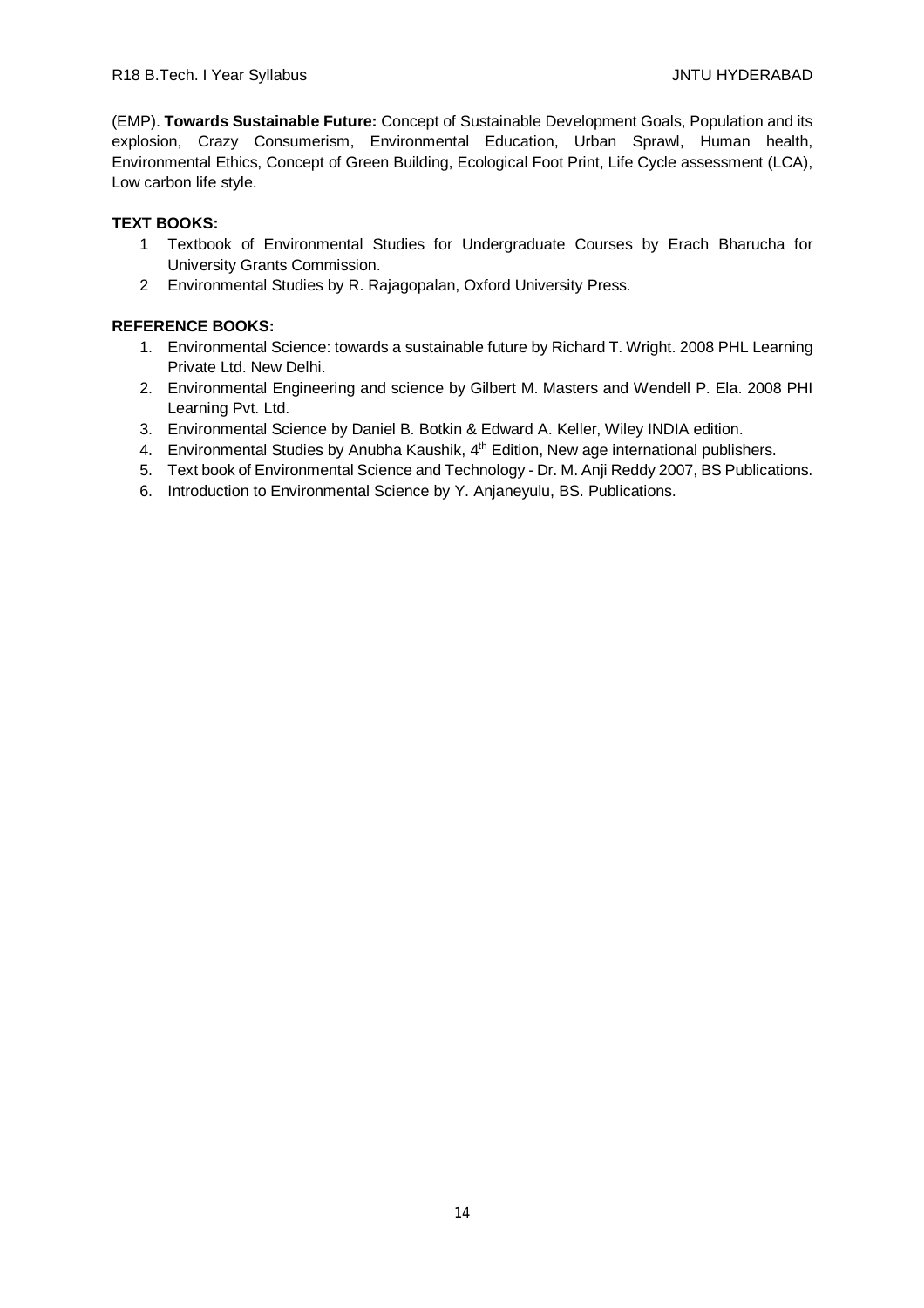(EMP). **Towards Sustainable Future:** Concept of Sustainable Development Goals, Population and its explosion, Crazy Consumerism, Environmental Education, Urban Sprawl, Human health, Environmental Ethics, Concept of Green Building, Ecological Foot Print, Life Cycle assessment (LCA), Low carbon life style.

**TEXT BOOKS:**

1 Textbook of Environmental Studies for Undergraduate Courses by Erach Bharucha for University Grants Commission.
2 Environmental Studies by R. Rajagopalan, Oxford University Press.

**REFERENCE BOOKS:**

1. Environmental Science: towards a sustainable future by Richard T. Wright. 2008 PHL Learning Private Ltd. New Delhi.
2. Environmental Engineering and science by Gilbert M. Masters and Wendell P. Ela. 2008 PHI Learning Pvt. Ltd.
3. Environmental Science by Daniel B. Botkin & Edward A. Keller, Wiley INDIA edition.
4. Environmental Studies by Anubha Kaushik, 4th Edition, New age international publishers.
5. Text book of Environmental Science and Technology - Dr. M. Anji Reddy 2007, BS Publications.
6. Introduction to Environmental Science by Y. Anjaneyulu, BS. Publications.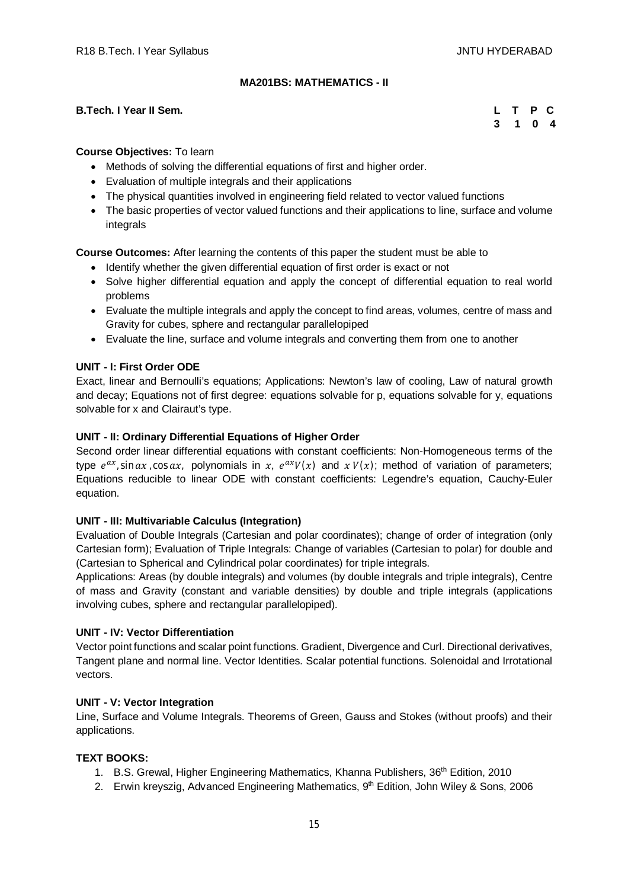## MA201BS: MATHEMATICS - II

**B.Tech. I Year II Sem.**

| L | T | P | C |
|---|---|---|---|
| 3 | 1 | 0 | 4 |

**Course Objectives:** To learn

- Methods of solving the differential equations of first and higher order.
- Evaluation of multiple integrals and their applications
- The physical quantities involved in engineering field related to vector valued functions
- The basic properties of vector valued functions and their applications to line, surface and volume integrals

**Course Outcomes:** After learning the contents of this paper the student must be able to

- Identify whether the given differential equation of first order is exact or not
- Solve higher differential equation and apply the concept of differential equation to real world problems
- Evaluate the multiple integrals and apply the concept to find areas, volumes, centre of mass and Gravity for cubes, sphere and rectangular parallelopiped
- Evaluate the line, surface and volume integrals and converting them from one to another

### UNIT - I: First Order ODE

Exact, linear and Bernoulli's equations; Applications: Newton's law of cooling, Law of natural growth and decay; Equations not of first degree: equations solvable for p, equations solvable for y, equations solvable for x and Clairaut's type.

### UNIT - II: Ordinary Differential Equations of Higher Order

Second order linear differential equations with constant coefficients: Non-Homogeneous terms of the type $e^{ax}$, $\sin ax$, $\cos ax$, polynomials in $x$, $e^{ax}V(x)$ and $x\,V(x)$; method of variation of parameters; Equations reducible to linear ODE with constant coefficients: Legendre's equation, Cauchy-Euler equation.

### UNIT - III: Multivariable Calculus (Integration)

Evaluation of Double Integrals (Cartesian and polar coordinates); change of order of integration (only Cartesian form); Evaluation of Triple Integrals: Change of variables (Cartesian to polar) for double and (Cartesian to Spherical and Cylindrical polar coordinates) for triple integrals.

Applications: Areas (by double integrals) and volumes (by double integrals and triple integrals), Centre of mass and Gravity (constant and variable densities) by double and triple integrals (applications involving cubes, sphere and rectangular parallelopiped).

### UNIT - IV: Vector Differentiation

Vector point functions and scalar point functions. Gradient, Divergence and Curl. Directional derivatives, Tangent plane and normal line. Vector Identities. Scalar potential functions. Solenoidal and Irrotational vectors.

### UNIT - V: Vector Integration

Line, Surface and Volume Integrals. Theorems of Green, Gauss and Stokes (without proofs) and their applications.

### TEXT BOOKS:

1. B.S. Grewal, Higher Engineering Mathematics, Khanna Publishers, 36th Edition, 2010
2. Erwin kreyszig, Advanced Engineering Mathematics, 9th Edition, John Wiley & Sons, 2006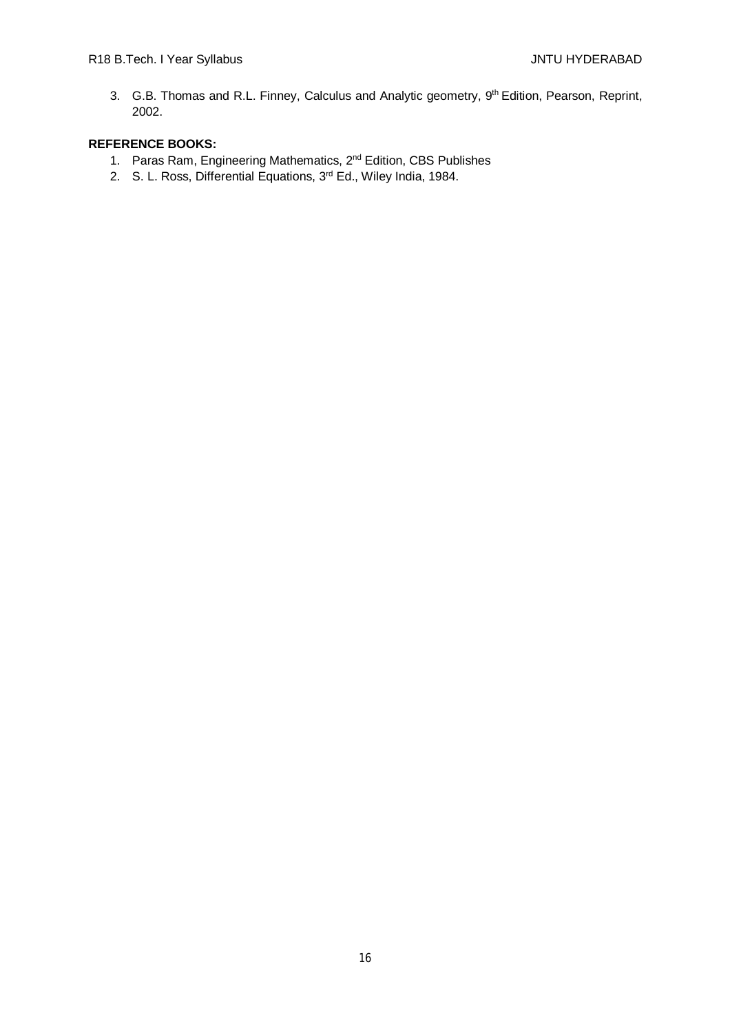3. G.B. Thomas and R.L. Finney, Calculus and Analytic geometry, 9th Edition, Pearson, Reprint, 2002.

**REFERENCE BOOKS:**

1. Paras Ram, Engineering Mathematics, 2nd Edition, CBS Publishes
2. S. L. Ross, Differential Equations, 3rd Ed., Wiley India, 1984.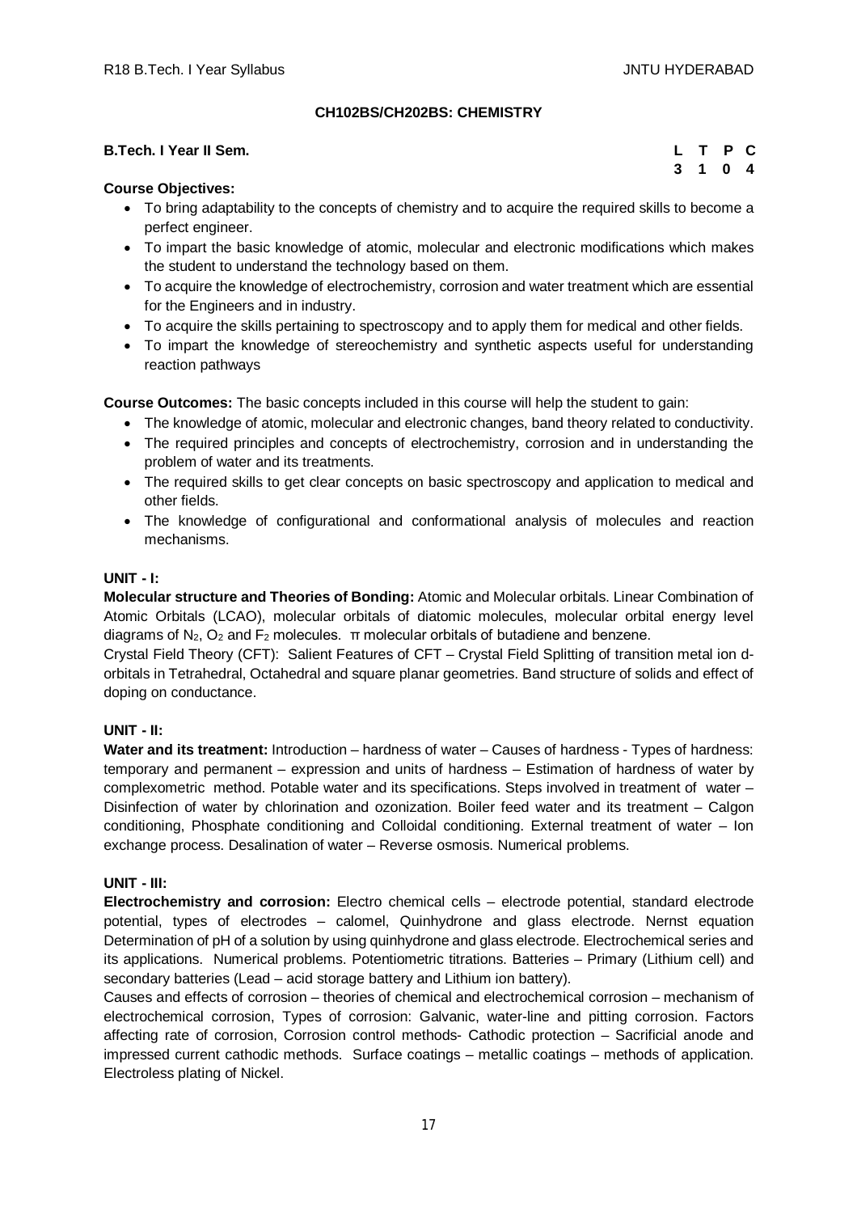## CH102BS/CH202BS: CHEMISTRY

**B.Tech. I Year II Sem.**

| L | T | P | C |
|---|---|---|---|
| 3 | 1 | 0 | 4 |

**Course Objectives:**

- To bring adaptability to the concepts of chemistry and to acquire the required skills to become a perfect engineer.
- To impart the basic knowledge of atomic, molecular and electronic modifications which makes the student to understand the technology based on them.
- To acquire the knowledge of electrochemistry, corrosion and water treatment which are essential for the Engineers and in industry.
- To acquire the skills pertaining to spectroscopy and to apply them for medical and other fields.
- To impart the knowledge of stereochemistry and synthetic aspects useful for understanding reaction pathways

**Course Outcomes:** The basic concepts included in this course will help the student to gain:

- The knowledge of atomic, molecular and electronic changes, band theory related to conductivity.
- The required principles and concepts of electrochemistry, corrosion and in understanding the problem of water and its treatments.
- The required skills to get clear concepts on basic spectroscopy and application to medical and other fields.
- The knowledge of configurational and conformational analysis of molecules and reaction mechanisms.

### UNIT - I:

**Molecular structure and Theories of Bonding:** Atomic and Molecular orbitals. Linear Combination of Atomic Orbitals (LCAO), molecular orbitals of diatomic molecules, molecular orbital energy level diagrams of $N_2$, $O_2$ and $F_2$ molecules. $\pi$ molecular orbitals of butadiene and benzene.

Crystal Field Theory (CFT): Salient Features of CFT – Crystal Field Splitting of transition metal ion d-orbitals in Tetrahedral, Octahedral and square planar geometries. Band structure of solids and effect of doping on conductance.

### UNIT - II:

**Water and its treatment:** Introduction – hardness of water – Causes of hardness - Types of hardness: temporary and permanent – expression and units of hardness – Estimation of hardness of water by complexometric method. Potable water and its specifications. Steps involved in treatment of water – Disinfection of water by chlorination and ozonization. Boiler feed water and its treatment – Calgon conditioning, Phosphate conditioning and Colloidal conditioning. External treatment of water – Ion exchange process. Desalination of water – Reverse osmosis. Numerical problems.

### UNIT - III:

**Electrochemistry and corrosion:** Electro chemical cells – electrode potential, standard electrode potential, types of electrodes – calomel, Quinhydrone and glass electrode. Nernst equation Determination of pH of a solution by using quinhydrone and glass electrode. Electrochemical series and its applications. Numerical problems. Potentiometric titrations. Batteries – Primary (Lithium cell) and secondary batteries (Lead – acid storage battery and Lithium ion battery).

Causes and effects of corrosion – theories of chemical and electrochemical corrosion – mechanism of electrochemical corrosion, Types of corrosion: Galvanic, water-line and pitting corrosion. Factors affecting rate of corrosion, Corrosion control methods- Cathodic protection – Sacrificial anode and impressed current cathodic methods. Surface coatings – metallic coatings – methods of application. Electroless plating of Nickel.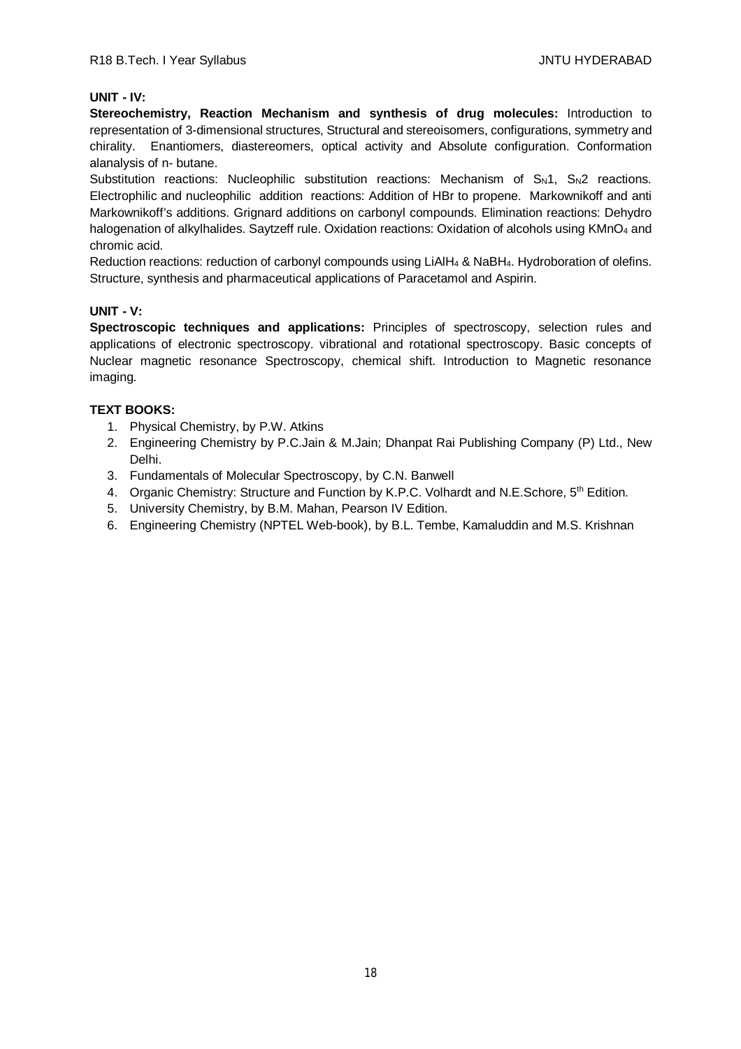**UNIT - IV:**

**Stereochemistry, Reaction Mechanism and synthesis of drug molecules:** Introduction to representation of 3-dimensional structures, Structural and stereoisomers, configurations, symmetry and chirality. Enantiomers, diastereomers, optical activity and Absolute configuration. Conformation alanalysis of n- butane.

Substitution reactions: Nucleophilic substitution reactions: Mechanism of $S_N1$, $S_N2$ reactions. Electrophilic and nucleophilic addition reactions: Addition of HBr to propene. Markownikoff and anti Markownikoff's additions. Grignard additions on carbonyl compounds. Elimination reactions: Dehydro halogenation of alkylhalides. Saytzeff rule. Oxidation reactions: Oxidation of alcohols using $KMnO_4$ and chromic acid.

Reduction reactions: reduction of carbonyl compounds using $LiAlH_4$ & $NaBH_4$. Hydroboration of olefins. Structure, synthesis and pharmaceutical applications of Paracetamol and Aspirin.

**UNIT - V:**

**Spectroscopic techniques and applications:** Principles of spectroscopy, selection rules and applications of electronic spectroscopy. vibrational and rotational spectroscopy. Basic concepts of Nuclear magnetic resonance Spectroscopy, chemical shift. Introduction to Magnetic resonance imaging.

**TEXT BOOKS:**

1. Physical Chemistry, by P.W. Atkins
2. Engineering Chemistry by P.C.Jain & M.Jain; Dhanpat Rai Publishing Company (P) Ltd., New Delhi.
3. Fundamentals of Molecular Spectroscopy, by C.N. Banwell
4. Organic Chemistry: Structure and Function by K.P.C. Volhardt and N.E.Schore, 5th Edition.
5. University Chemistry, by B.M. Mahan, Pearson IV Edition.
6. Engineering Chemistry (NPTEL Web-book), by B.L. Tembe, Kamaluddin and M.S. Krishnan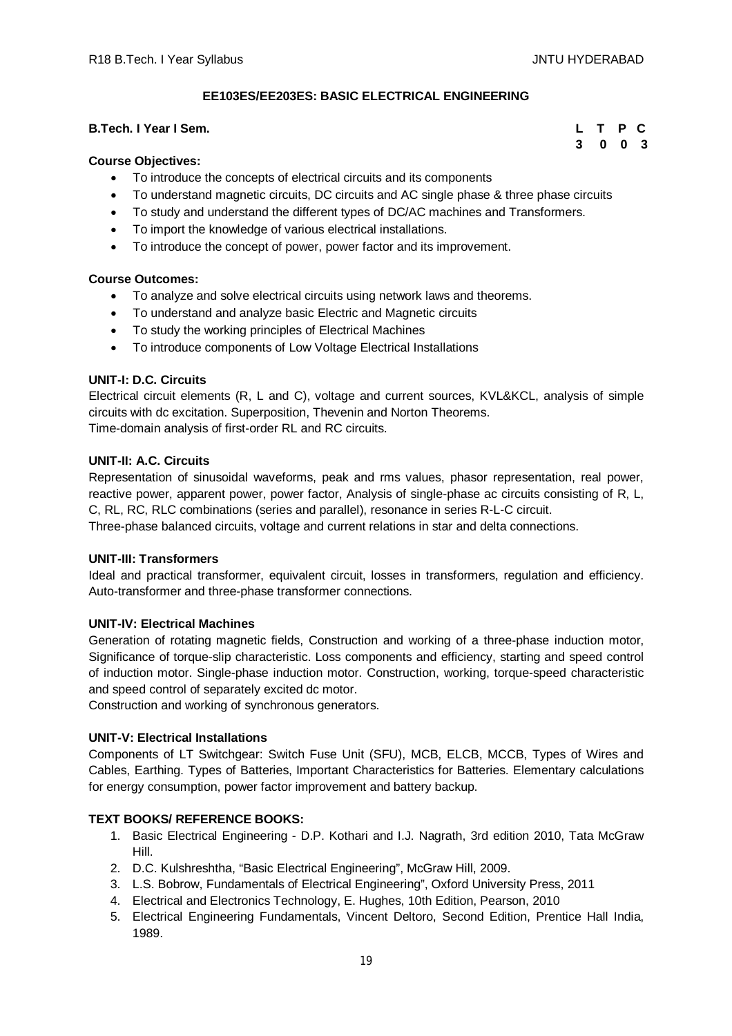## EE103ES/EE203ES: BASIC ELECTRICAL ENGINEERING

**B.Tech. I Year I Sem.**

| L | T | P | C |
|---|---|---|---|
| 3 | 0 | 0 | 3 |

**Course Objectives:**

- To introduce the concepts of electrical circuits and its components
- To understand magnetic circuits, DC circuits and AC single phase & three phase circuits
- To study and understand the different types of DC/AC machines and Transformers.
- To import the knowledge of various electrical installations.
- To introduce the concept of power, power factor and its improvement.

**Course Outcomes:**

- To analyze and solve electrical circuits using network laws and theorems.
- To understand and analyze basic Electric and Magnetic circuits
- To study the working principles of Electrical Machines
- To introduce components of Low Voltage Electrical Installations

**UNIT-I: D.C. Circuits**

Electrical circuit elements (R, L and C), voltage and current sources, KVL&KCL, analysis of simple circuits with dc excitation. Superposition, Thevenin and Norton Theorems.
Time-domain analysis of first-order RL and RC circuits.

**UNIT-II: A.C. Circuits**

Representation of sinusoidal waveforms, peak and rms values, phasor representation, real power, reactive power, apparent power, power factor, Analysis of single-phase ac circuits consisting of R, L, C, RL, RC, RLC combinations (series and parallel), resonance in series R-L-C circuit.
Three-phase balanced circuits, voltage and current relations in star and delta connections.

**UNIT-III: Transformers**

Ideal and practical transformer, equivalent circuit, losses in transformers, regulation and efficiency. Auto-transformer and three-phase transformer connections.

**UNIT-IV: Electrical Machines**

Generation of rotating magnetic fields, Construction and working of a three-phase induction motor, Significance of torque-slip characteristic. Loss components and efficiency, starting and speed control of induction motor. Single-phase induction motor. Construction, working, torque-speed characteristic and speed control of separately excited dc motor.
Construction and working of synchronous generators.

**UNIT-V: Electrical Installations**

Components of LT Switchgear: Switch Fuse Unit (SFU), MCB, ELCB, MCCB, Types of Wires and Cables, Earthing. Types of Batteries, Important Characteristics for Batteries. Elementary calculations for energy consumption, power factor improvement and battery backup.

**TEXT BOOKS/ REFERENCE BOOKS:**

1. Basic Electrical Engineering - D.P. Kothari and I.J. Nagrath, 3rd edition 2010, Tata McGraw Hill.
2. D.C. Kulshreshtha, "Basic Electrical Engineering", McGraw Hill, 2009.
3. L.S. Bobrow, Fundamentals of Electrical Engineering", Oxford University Press, 2011
4. Electrical and Electronics Technology, E. Hughes, 10th Edition, Pearson, 2010
5. Electrical Engineering Fundamentals, Vincent Deltoro, Second Edition, Prentice Hall India, 1989.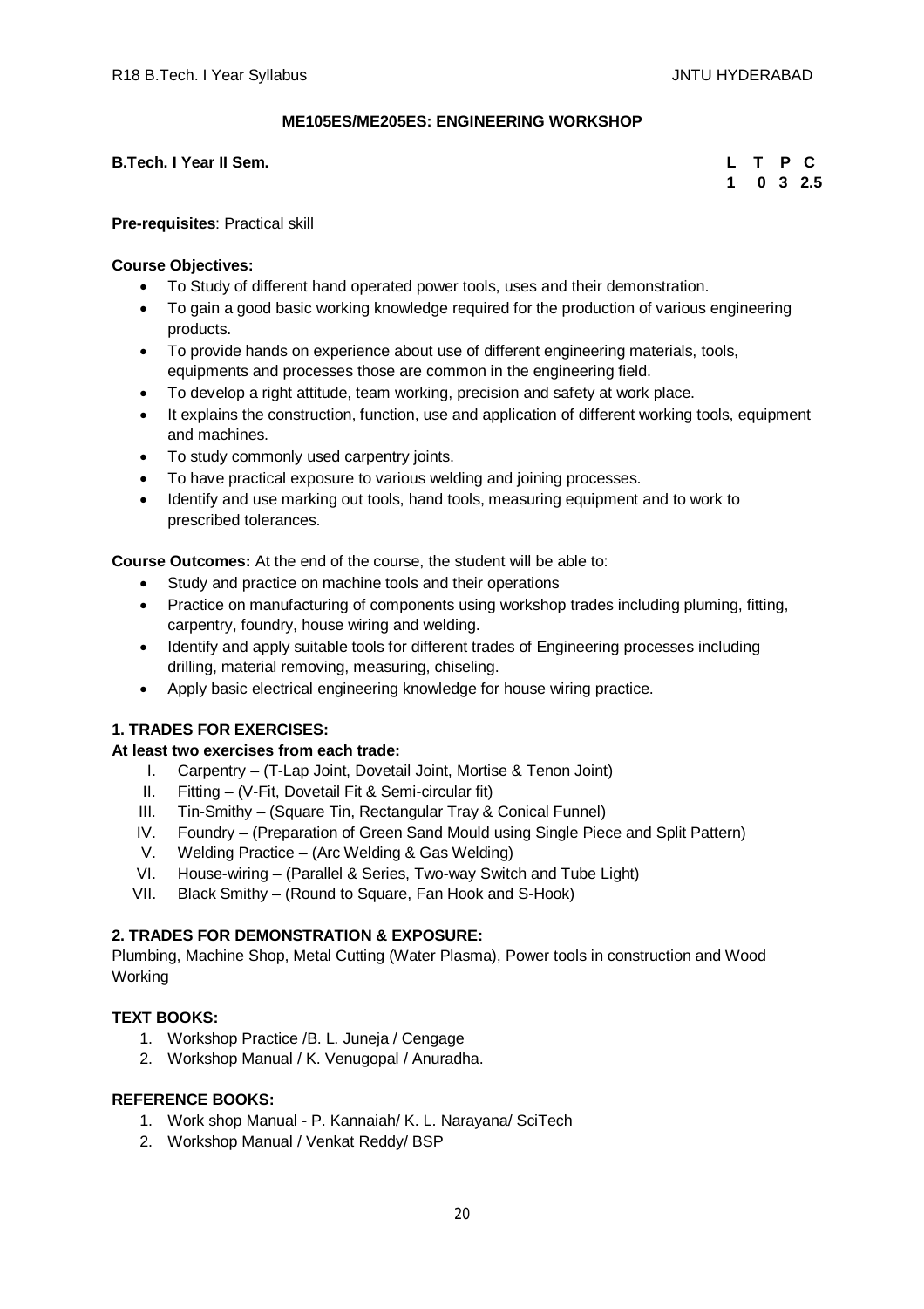**ME105ES/ME205ES: ENGINEERING WORKSHOP**

**B.Tech. I Year II Sem.**

| L | T | P | C |
|---|---|---|---|
| 1 | 0 | 3 | 2.5 |

**Pre-requisites**: Practical skill

**Course Objectives:**

- To Study of different hand operated power tools, uses and their demonstration.
- To gain a good basic working knowledge required for the production of various engineering products.
- To provide hands on experience about use of different engineering materials, tools, equipments and processes those are common in the engineering field.
- To develop a right attitude, team working, precision and safety at work place.
- It explains the construction, function, use and application of different working tools, equipment and machines.
- To study commonly used carpentry joints.
- To have practical exposure to various welding and joining processes.
- Identify and use marking out tools, hand tools, measuring equipment and to work to prescribed tolerances.

**Course Outcomes:** At the end of the course, the student will be able to:

- Study and practice on machine tools and their operations
- Practice on manufacturing of components using workshop trades including pluming, fitting, carpentry, foundry, house wiring and welding.
- Identify and apply suitable tools for different trades of Engineering processes including drilling, material removing, measuring, chiseling.
- Apply basic electrical engineering knowledge for house wiring practice.

**1. TRADES FOR EXERCISES:**

**At least two exercises from each trade:**

I. Carpentry – (T-Lap Joint, Dovetail Joint, Mortise & Tenon Joint)
II. Fitting – (V-Fit, Dovetail Fit & Semi-circular fit)
III. Tin-Smithy – (Square Tin, Rectangular Tray & Conical Funnel)
IV. Foundry – (Preparation of Green Sand Mould using Single Piece and Split Pattern)
V. Welding Practice – (Arc Welding & Gas Welding)
VI. House-wiring – (Parallel & Series, Two-way Switch and Tube Light)
VII. Black Smithy – (Round to Square, Fan Hook and S-Hook)

**2. TRADES FOR DEMONSTRATION & EXPOSURE:**

Plumbing, Machine Shop, Metal Cutting (Water Plasma), Power tools in construction and Wood Working

**TEXT BOOKS:**

1. Workshop Practice /B. L. Juneja / Cengage
2. Workshop Manual / K. Venugopal / Anuradha.

**REFERENCE BOOKS:**

1. Work shop Manual - P. Kannaiah/ K. L. Narayana/ SciTech
2. Workshop Manual / Venkat Reddy/ BSP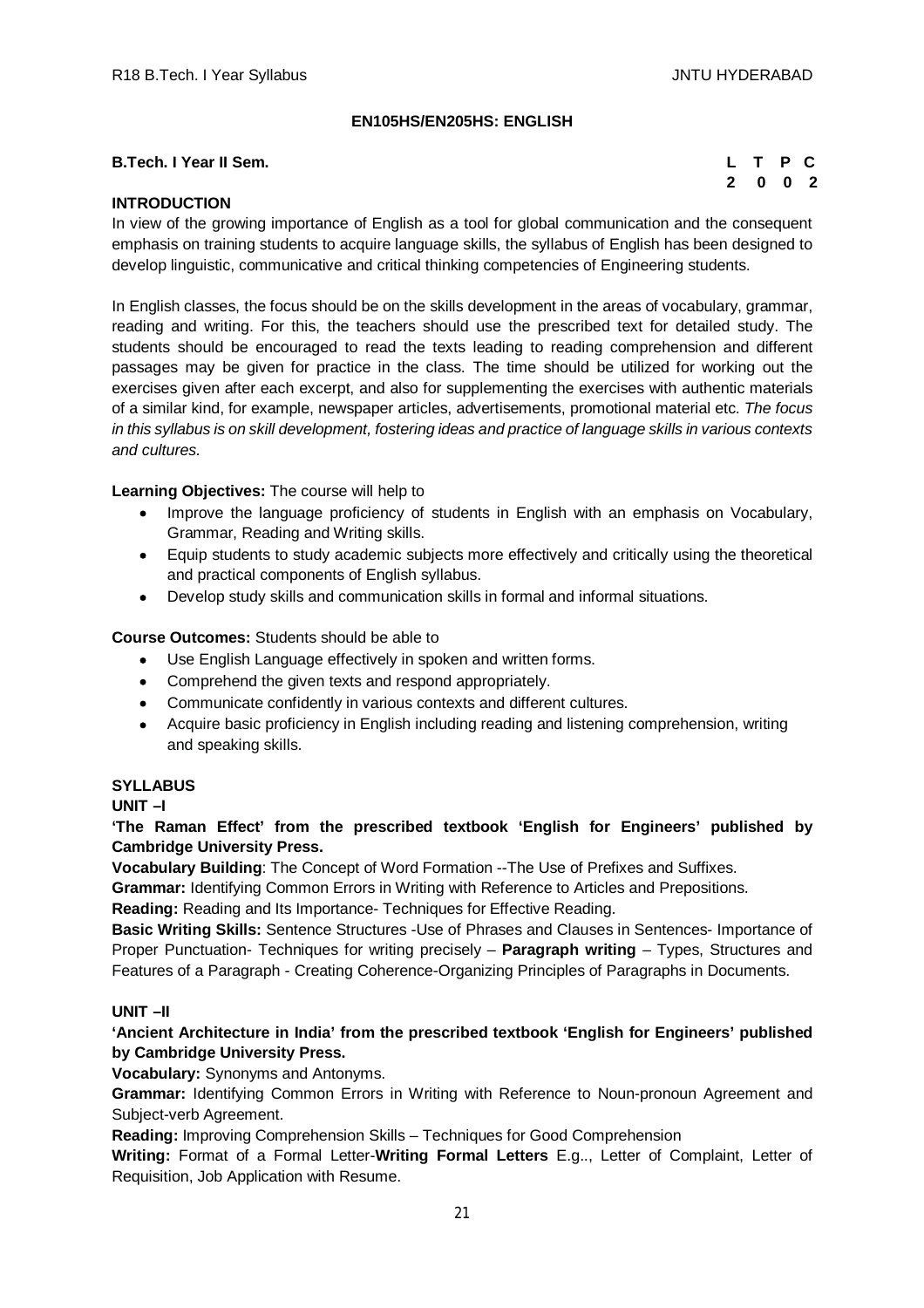### EN105HS/EN205HS: ENGLISH

**B.Tech. I Year II Sem.**

| L | T | P | C |
|---|---|---|---|
| 2 | 0 | 0 | 2 |

**INTRODUCTION**

In view of the growing importance of English as a tool for global communication and the consequent emphasis on training students to acquire language skills, the syllabus of English has been designed to develop linguistic, communicative and critical thinking competencies of Engineering students.

In English classes, the focus should be on the skills development in the areas of vocabulary, grammar, reading and writing. For this, the teachers should use the prescribed text for detailed study. The students should be encouraged to read the texts leading to reading comprehension and different passages may be given for practice in the class. The time should be utilized for working out the exercises given after each excerpt, and also for supplementing the exercises with authentic materials of a similar kind, for example, newspaper articles, advertisements, promotional material etc. *The focus in this syllabus is on skill development, fostering ideas and practice of language skills in various contexts and cultures.*

**Learning Objectives:** The course will help to

- Improve the language proficiency of students in English with an emphasis on Vocabulary, Grammar, Reading and Writing skills.
- Equip students to study academic subjects more effectively and critically using the theoretical and practical components of English syllabus.
- Develop study skills and communication skills in formal and informal situations.

**Course Outcomes:** Students should be able to

- Use English Language effectively in spoken and written forms.
- Comprehend the given texts and respond appropriately.
- Communicate confidently in various contexts and different cultures.
- Acquire basic proficiency in English including reading and listening comprehension, writing and speaking skills.

**SYLLABUS**

**UNIT –I**

**'The Raman Effect' from the prescribed textbook 'English for Engineers' published by Cambridge University Press.**

**Vocabulary Building**: The Concept of Word Formation --The Use of Prefixes and Suffixes.

**Grammar:** Identifying Common Errors in Writing with Reference to Articles and Prepositions.

**Reading:** Reading and Its Importance- Techniques for Effective Reading.

**Basic Writing Skills:** Sentence Structures -Use of Phrases and Clauses in Sentences- Importance of Proper Punctuation- Techniques for writing precisely – **Paragraph writing** – Types, Structures and Features of a Paragraph - Creating Coherence-Organizing Principles of Paragraphs in Documents.

**UNIT –II**

**'Ancient Architecture in India' from the prescribed textbook 'English for Engineers' published by Cambridge University Press.**

**Vocabulary:** Synonyms and Antonyms.

**Grammar:** Identifying Common Errors in Writing with Reference to Noun-pronoun Agreement and Subject-verb Agreement.

**Reading:** Improving Comprehension Skills – Techniques for Good Comprehension

**Writing:** Format of a Formal Letter-**Writing Formal Letters** E.g.., Letter of Complaint, Letter of Requisition, Job Application with Resume.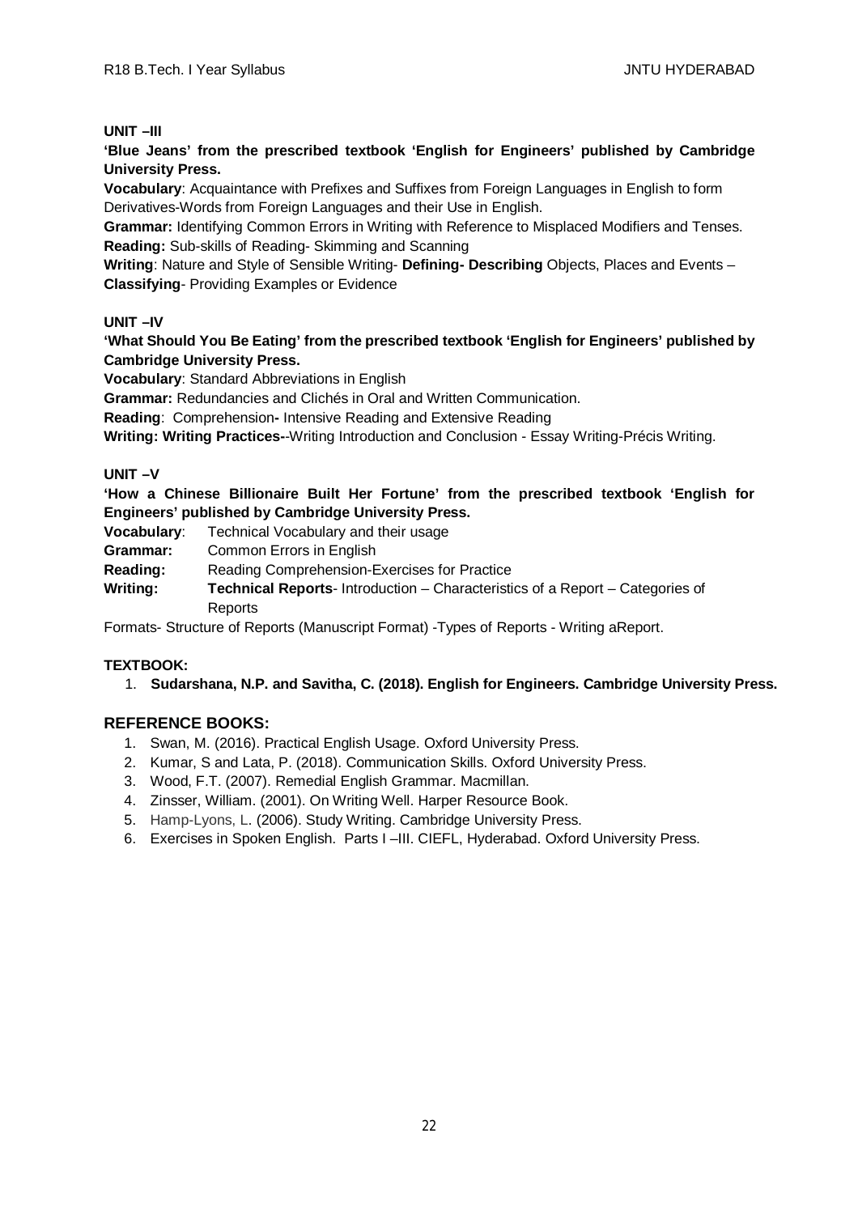## UNIT –III

**'Blue Jeans' from the prescribed textbook 'English for Engineers' published by Cambridge University Press.**

**Vocabulary**: Acquaintance with Prefixes and Suffixes from Foreign Languages in English to form Derivatives-Words from Foreign Languages and their Use in English.

**Grammar:** Identifying Common Errors in Writing with Reference to Misplaced Modifiers and Tenses.

**Reading:** Sub-skills of Reading- Skimming and Scanning

**Writing**: Nature and Style of Sensible Writing- **Defining- Describing** Objects, Places and Events – **Classifying**- Providing Examples or Evidence

## UNIT –IV

**'What Should You Be Eating' from the prescribed textbook 'English for Engineers' published by Cambridge University Press.**

**Vocabulary**: Standard Abbreviations in English

**Grammar:** Redundancies and Clichés in Oral and Written Communication.

**Reading**: Comprehension**-** Intensive Reading and Extensive Reading

**Writing: Writing Practices-**-Writing Introduction and Conclusion - Essay Writing-Précis Writing.

## UNIT –V

**'How a Chinese Billionaire Built Her Fortune' from the prescribed textbook 'English for Engineers' published by Cambridge University Press.**

**Vocabulary**: Technical Vocabulary and their usage

**Grammar:** Common Errors in English

**Reading:** Reading Comprehension-Exercises for Practice

**Writing:** **Technical Reports**- Introduction – Characteristics of a Report – Categories of Reports

Formats- Structure of Reports (Manuscript Format) -Types of Reports - Writing aReport.

## TEXTBOOK:

1. **Sudarshana, N.P. and Savitha, C. (2018). English for Engineers. Cambridge University Press.**

## REFERENCE BOOKS:

1. Swan, M. (2016). Practical English Usage. Oxford University Press.
2. Kumar, S and Lata, P. (2018). Communication Skills. Oxford University Press.
3. Wood, F.T. (2007). Remedial English Grammar. Macmillan.
4. Zinsser, William. (2001). On Writing Well. Harper Resource Book.
5. Hamp-Lyons, L. (2006). Study Writing. Cambridge University Press.
6. Exercises in Spoken English. Parts I –III. CIEFL, Hyderabad. Oxford University Press.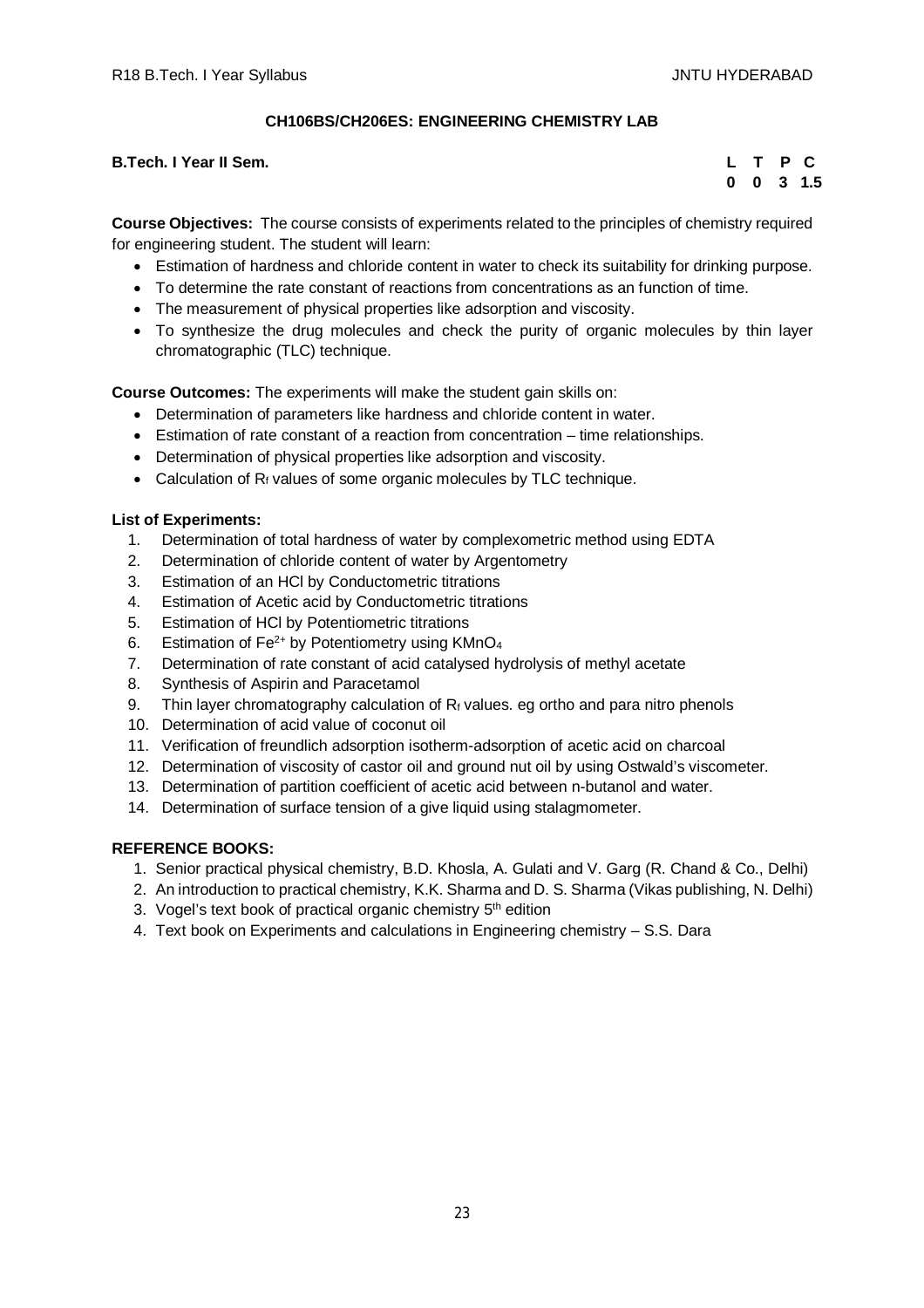## CH106BS/CH206ES: ENGINEERING CHEMISTRY LAB

**B.Tech. I Year II Sem.**

| L | T | P | C |
|---|---|---|---|
| 0 | 0 | 3 | 1.5 |

**Course Objectives:** The course consists of experiments related to the principles of chemistry required for engineering student. The student will learn:

- Estimation of hardness and chloride content in water to check its suitability for drinking purpose.
- To determine the rate constant of reactions from concentrations as an function of time.
- The measurement of physical properties like adsorption and viscosity.
- To synthesize the drug molecules and check the purity of organic molecules by thin layer chromatographic (TLC) technique.

**Course Outcomes:** The experiments will make the student gain skills on:

- Determination of parameters like hardness and chloride content in water.
- Estimation of rate constant of a reaction from concentration – time relationships.
- Determination of physical properties like adsorption and viscosity.
- Calculation of $R_f$ values of some organic molecules by TLC technique.

**List of Experiments:**

1. Determination of total hardness of water by complexometric method using EDTA
2. Determination of chloride content of water by Argentometry
3. Estimation of an HCl by Conductometric titrations
4. Estimation of Acetic acid by Conductometric titrations
5. Estimation of HCl by Potentiometric titrations
6. Estimation of $Fe^{2+}$ by Potentiometry using $KMnO_4$
7. Determination of rate constant of acid catalysed hydrolysis of methyl acetate
8. Synthesis of Aspirin and Paracetamol
9. Thin layer chromatography calculation of $R_f$ values. eg ortho and para nitro phenols
10. Determination of acid value of coconut oil
11. Verification of freundlich adsorption isotherm-adsorption of acetic acid on charcoal
12. Determination of viscosity of castor oil and ground nut oil by using Ostwald's viscometer.
13. Determination of partition coefficient of acetic acid between n-butanol and water.
14. Determination of surface tension of a give liquid using stalagmometer.

**REFERENCE BOOKS:**

1. Senior practical physical chemistry, B.D. Khosla, A. Gulati and V. Garg (R. Chand & Co., Delhi)
2. An introduction to practical chemistry, K.K. Sharma and D. S. Sharma (Vikas publishing, N. Delhi)
3. Vogel's text book of practical organic chemistry 5th edition
4. Text book on Experiments and calculations in Engineering chemistry – S.S. Dara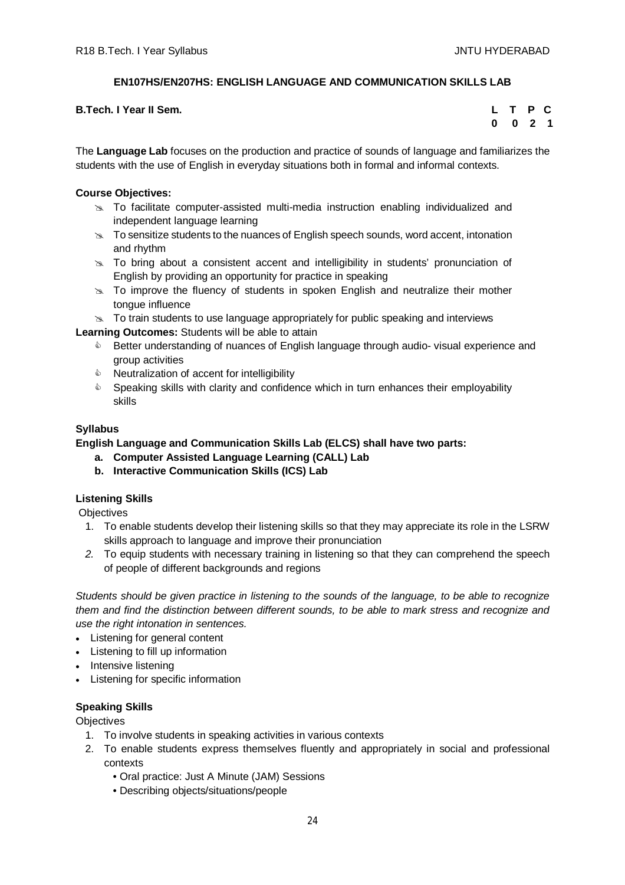## EN107HS/EN207HS: ENGLISH LANGUAGE AND COMMUNICATION SKILLS LAB

**B.Tech. I Year II Sem.**

| L | T | P | C |
|---|---|---|---|
| 0 | 0 | 2 | 1 |

The **Language Lab** focuses on the production and practice of sounds of language and familiarizes the students with the use of English in everyday situations both in formal and informal contexts.

**Course Objectives:**

- To facilitate computer-assisted multi-media instruction enabling individualized and independent language learning
- To sensitize students to the nuances of English speech sounds, word accent, intonation and rhythm
- To bring about a consistent accent and intelligibility in students' pronunciation of English by providing an opportunity for practice in speaking
- To improve the fluency of students in spoken English and neutralize their mother tongue influence
- To train students to use language appropriately for public speaking and interviews

**Learning Outcomes:** Students will be able to attain

- Better understanding of nuances of English language through audio- visual experience and group activities
- Neutralization of accent for intelligibility
- Speaking skills with clarity and confidence which in turn enhances their employability skills

**Syllabus**

**English Language and Communication Skills Lab (ELCS) shall have two parts:**

a. **Computer Assisted Language Learning (CALL) Lab**
b. **Interactive Communication Skills (ICS) Lab**

**Listening Skills**

Objectives

1. To enable students develop their listening skills so that they may appreciate its role in the LSRW skills approach to language and improve their pronunciation
2. To equip students with necessary training in listening so that they can comprehend the speech of people of different backgrounds and regions

*Students should be given practice in listening to the sounds of the language, to be able to recognize them and find the distinction between different sounds, to be able to mark stress and recognize and use the right intonation in sentences.*

- Listening for general content
- Listening to fill up information
- Intensive listening
- Listening for specific information

**Speaking Skills**

Objectives

1. To involve students in speaking activities in various contexts
2. To enable students express themselves fluently and appropriately in social and professional contexts
   - Oral practice: Just A Minute (JAM) Sessions
   - Describing objects/situations/people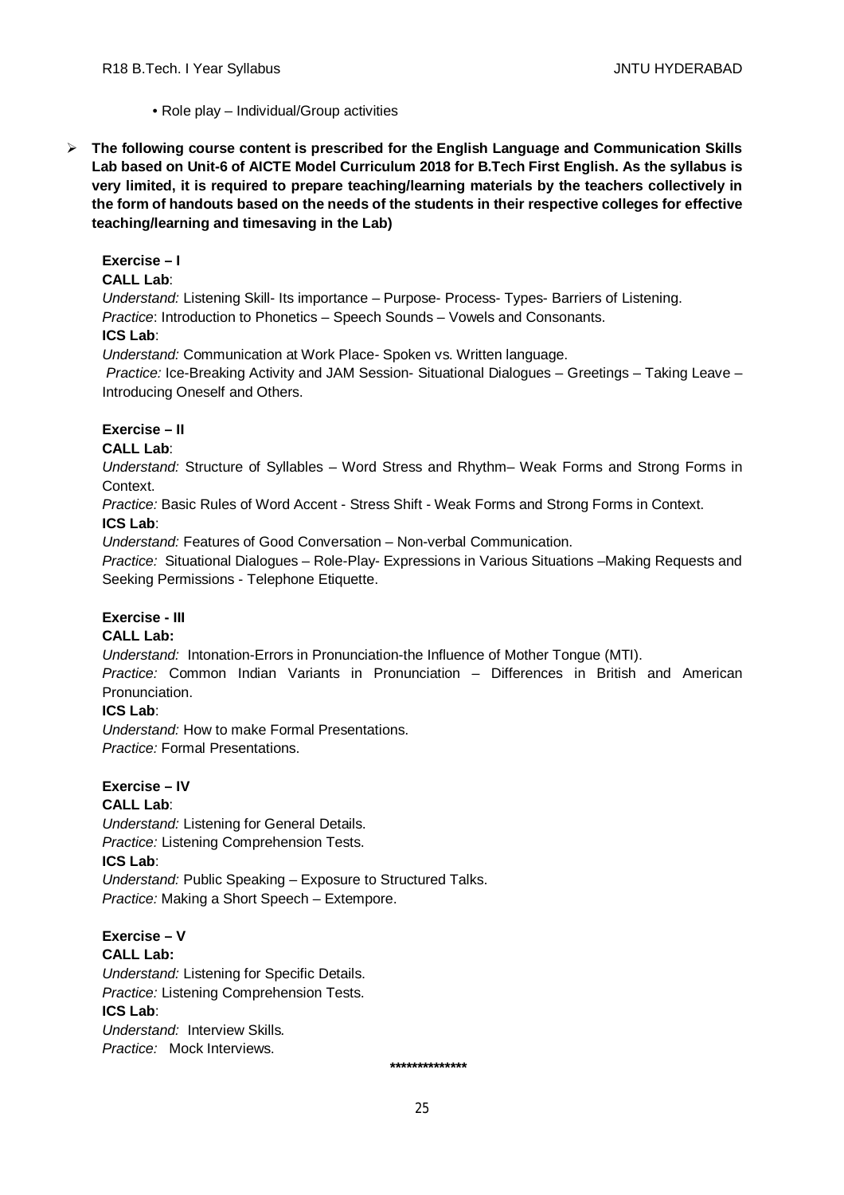- Role play – Individual/Group activities

- **The following course content is prescribed for the English Language and Communication Skills Lab based on Unit-6 of AICTE Model Curriculum 2018 for B.Tech First English. As the syllabus is very limited, it is required to prepare teaching/learning materials by the teachers collectively in the form of handouts based on the needs of the students in their respective colleges for effective teaching/learning and timesaving in the Lab)**

**Exercise – I**

**CALL Lab**:

*Understand:* Listening Skill- Its importance – Purpose- Process- Types- Barriers of Listening.

*Practice*: Introduction to Phonetics – Speech Sounds – Vowels and Consonants.

**ICS Lab**:

*Understand:* Communication at Work Place- Spoken vs. Written language.

*Practice:* Ice-Breaking Activity and JAM Session- Situational Dialogues – Greetings – Taking Leave – Introducing Oneself and Others.

**Exercise – II**

**CALL Lab**:

*Understand:* Structure of Syllables – Word Stress and Rhythm– Weak Forms and Strong Forms in Context.

*Practice:* Basic Rules of Word Accent - Stress Shift - Weak Forms and Strong Forms in Context.

**ICS Lab**:

*Understand:* Features of Good Conversation – Non-verbal Communication.

*Practice:* Situational Dialogues – Role-Play- Expressions in Various Situations –Making Requests and Seeking Permissions - Telephone Etiquette.

**Exercise - III**

**CALL Lab:**

*Understand:* Intonation-Errors in Pronunciation-the Influence of Mother Tongue (MTI).

*Practice:* Common Indian Variants in Pronunciation – Differences in British and American Pronunciation.

**ICS Lab**:

*Understand:* How to make Formal Presentations.

*Practice:* Formal Presentations.

**Exercise – IV**

**CALL Lab**:

*Understand:* Listening for General Details.

*Practice:* Listening Comprehension Tests.

**ICS Lab**:

*Understand:* Public Speaking – Exposure to Structured Talks.

*Practice:* Making a Short Speech – Extempore.

**Exercise – V**

**CALL Lab:**

*Understand:* Listening for Specific Details.

*Practice:* Listening Comprehension Tests.

**ICS Lab**:

*Understand:* Interview Skills.

*Practice:* Mock Interviews.

**************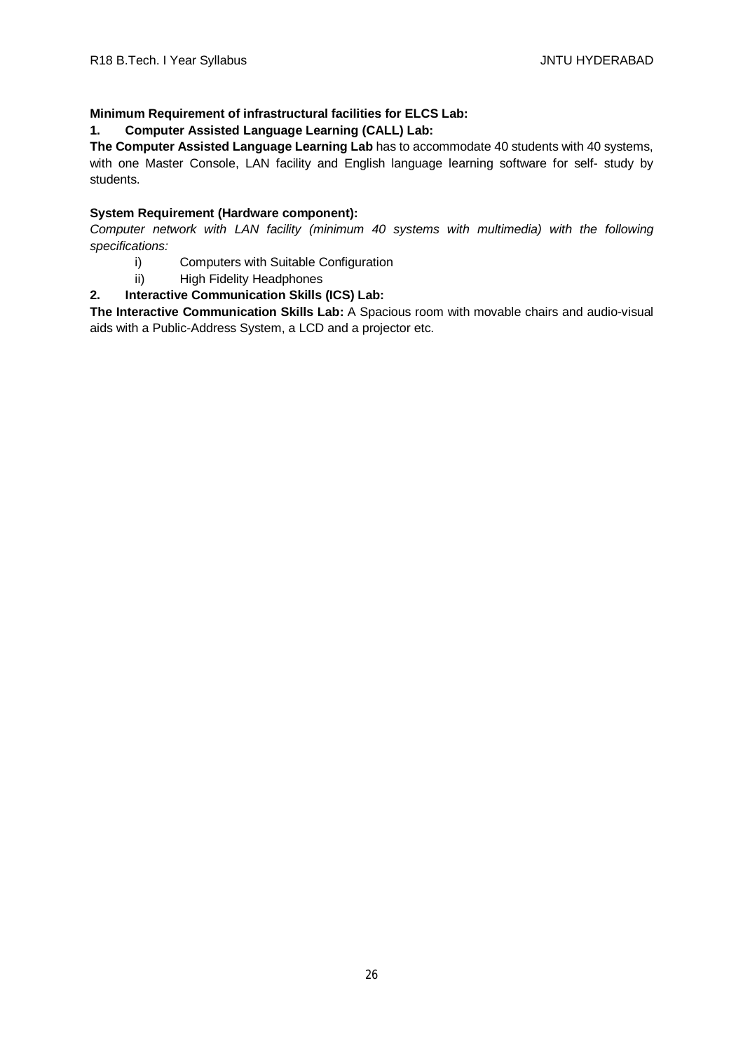**Minimum Requirement of infrastructural facilities for ELCS Lab:**

**1. Computer Assisted Language Learning (CALL) Lab:**

**The Computer Assisted Language Learning Lab** has to accommodate 40 students with 40 systems, with one Master Console, LAN facility and English language learning software for self- study by students.

**System Requirement (Hardware component):**

*Computer network with LAN facility (minimum 40 systems with multimedia) with the following specifications:*

- i) Computers with Suitable Configuration
- ii) High Fidelity Headphones

**2. Interactive Communication Skills (ICS) Lab:**

**The Interactive Communication Skills Lab:** A Spacious room with movable chairs and audio-visual aids with a Public-Address System, a LCD and a projector etc.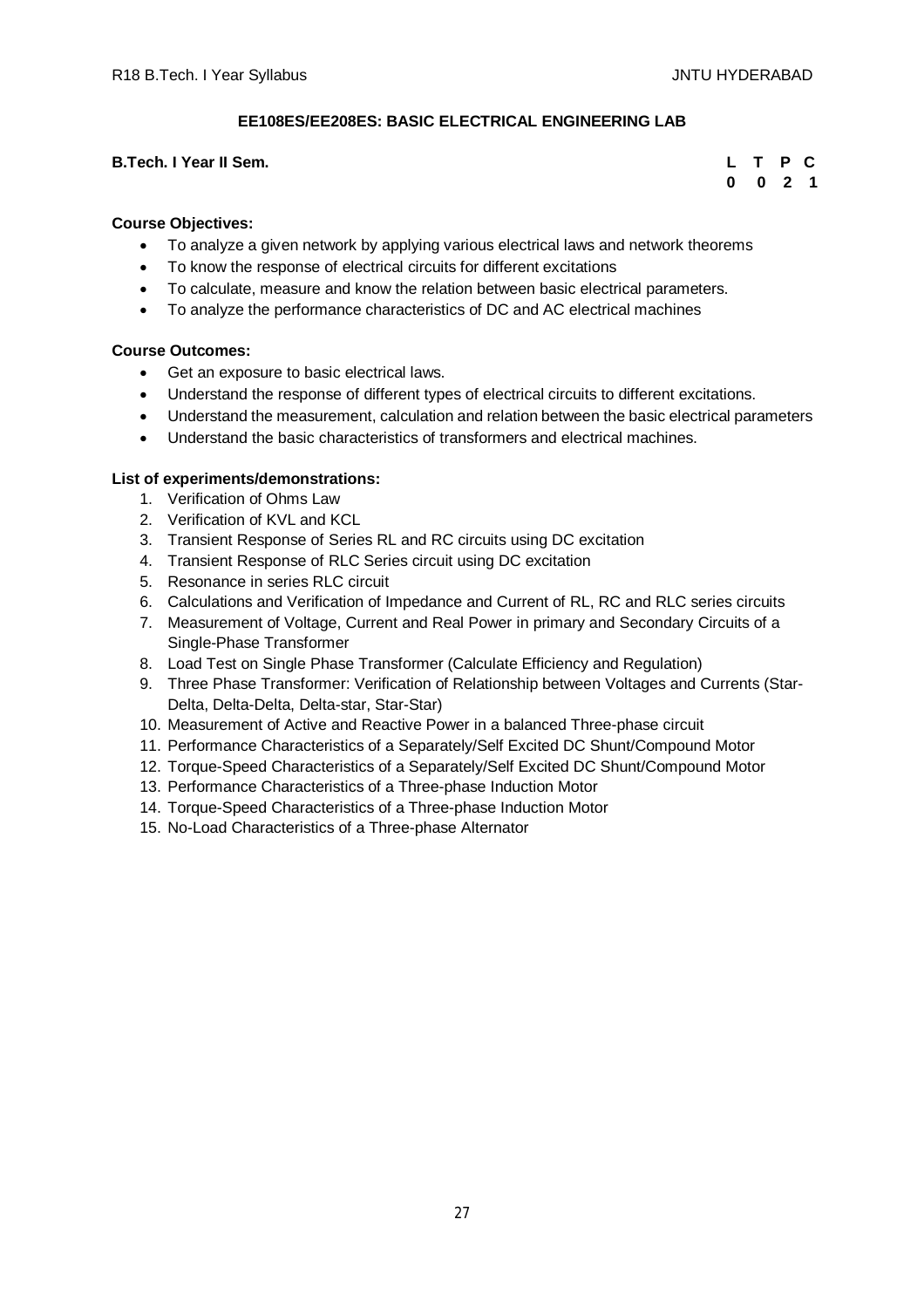**EE108ES/EE208ES: BASIC ELECTRICAL ENGINEERING LAB**

**B.Tech. I Year II Sem.**

| L | T | P | C |
|---|---|---|---|
| 0 | 0 | 2 | 1 |

**Course Objectives:**

- To analyze a given network by applying various electrical laws and network theorems
- To know the response of electrical circuits for different excitations
- To calculate, measure and know the relation between basic electrical parameters.
- To analyze the performance characteristics of DC and AC electrical machines

**Course Outcomes:**

- Get an exposure to basic electrical laws.
- Understand the response of different types of electrical circuits to different excitations.
- Understand the measurement, calculation and relation between the basic electrical parameters
- Understand the basic characteristics of transformers and electrical machines.

**List of experiments/demonstrations:**

1. Verification of Ohms Law
2. Verification of KVL and KCL
3. Transient Response of Series RL and RC circuits using DC excitation
4. Transient Response of RLC Series circuit using DC excitation
5. Resonance in series RLC circuit
6. Calculations and Verification of Impedance and Current of RL, RC and RLC series circuits
7. Measurement of Voltage, Current and Real Power in primary and Secondary Circuits of a Single-Phase Transformer
8. Load Test on Single Phase Transformer (Calculate Efficiency and Regulation)
9. Three Phase Transformer: Verification of Relationship between Voltages and Currents (Star-Delta, Delta-Delta, Delta-star, Star-Star)
10. Measurement of Active and Reactive Power in a balanced Three-phase circuit
11. Performance Characteristics of a Separately/Self Excited DC Shunt/Compound Motor
12. Torque-Speed Characteristics of a Separately/Self Excited DC Shunt/Compound Motor
13. Performance Characteristics of a Three-phase Induction Motor
14. Torque-Speed Characteristics of a Three-phase Induction Motor
15. No-Load Characteristics of a Three-phase Alternator